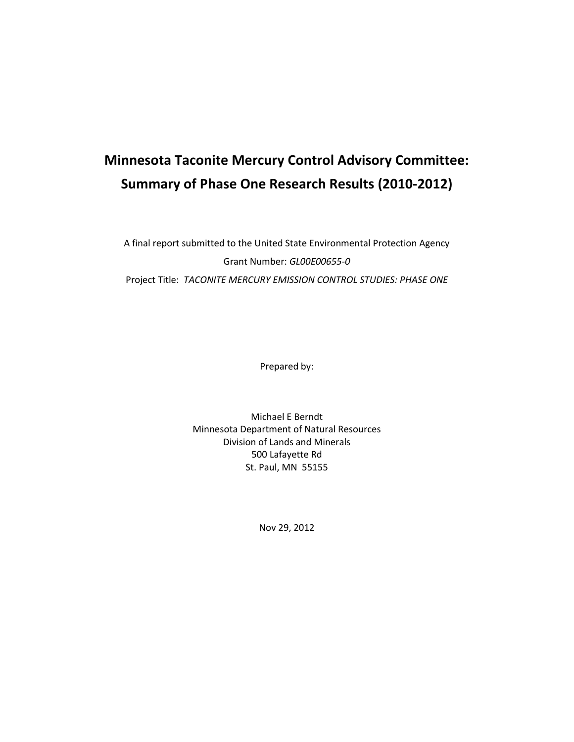# Minnesota Taconite Mercury Control Advisory Committee: Summary of Phase One Research Results (2010-2012)

A final report submitted to the United State Environmental Protection Agency

Grant Number: *GL00E00655-0*

Project Title: *TACONITE MERCURY EMISSION CONTROL STUDIES: PHASE ONE*

Prepared by:

Michael E Berndt
Minnesota Department of Natural Resources
Division of Lands and Minerals
500 Lafayette Rd
St. Paul, MN 55155

Nov 29, 2012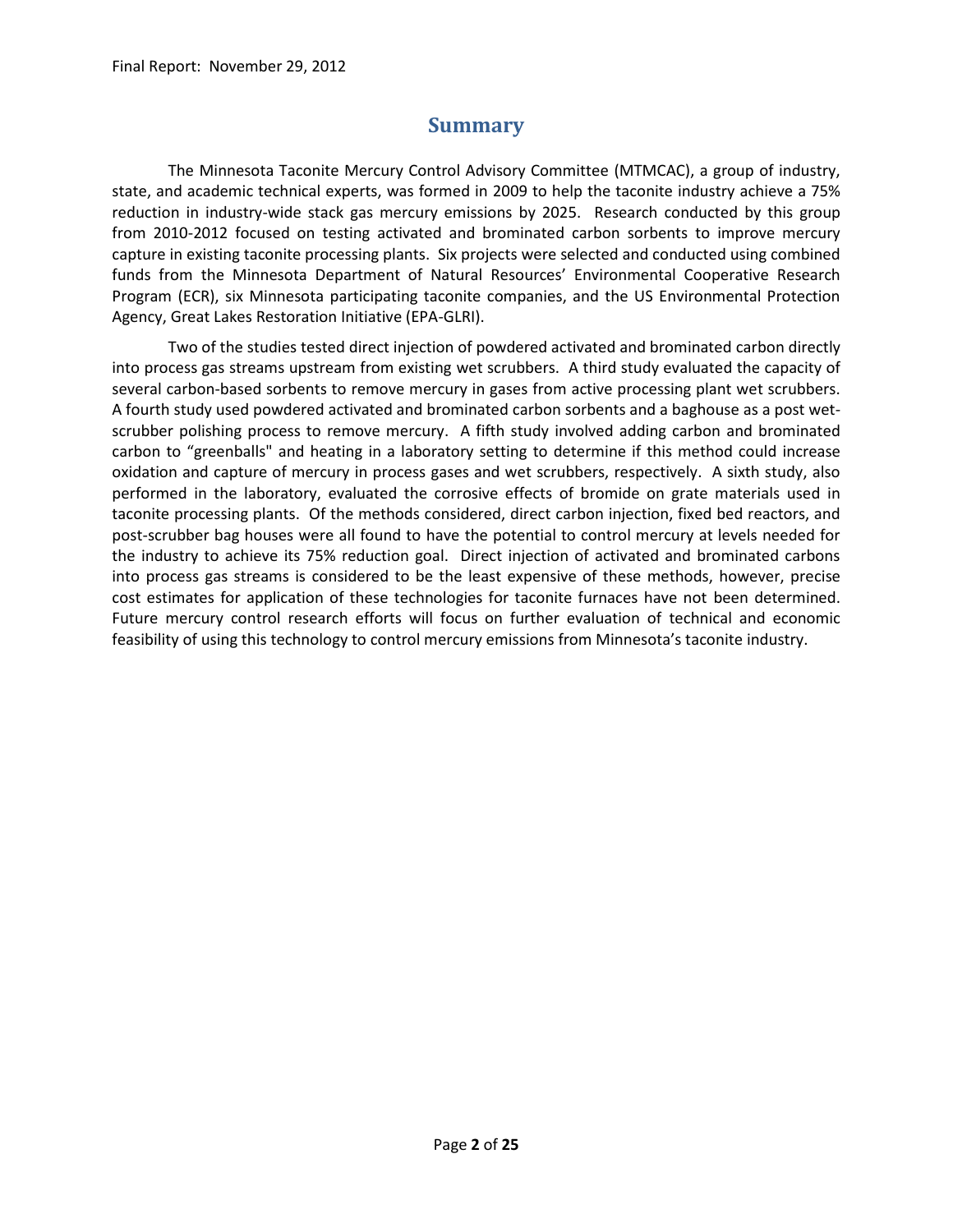## Summary

The Minnesota Taconite Mercury Control Advisory Committee (MTMCAC), a group of industry, state, and academic technical experts, was formed in 2009 to help the taconite industry achieve a 75% reduction in industry-wide stack gas mercury emissions by 2025. Research conducted by this group from 2010-2012 focused on testing activated and brominated carbon sorbents to improve mercury capture in existing taconite processing plants. Six projects were selected and conducted using combined funds from the Minnesota Department of Natural Resources' Environmental Cooperative Research Program (ECR), six Minnesota participating taconite companies, and the US Environmental Protection Agency, Great Lakes Restoration Initiative (EPA-GLRI).

Two of the studies tested direct injection of powdered activated and brominated carbon directly into process gas streams upstream from existing wet scrubbers. A third study evaluated the capacity of several carbon-based sorbents to remove mercury in gases from active processing plant wet scrubbers. A fourth study used powdered activated and brominated carbon sorbents and a baghouse as a post wet-scrubber polishing process to remove mercury. A fifth study involved adding carbon and brominated carbon to "greenballs" and heating in a laboratory setting to determine if this method could increase oxidation and capture of mercury in process gases and wet scrubbers, respectively. A sixth study, also performed in the laboratory, evaluated the corrosive effects of bromide on grate materials used in taconite processing plants. Of the methods considered, direct carbon injection, fixed bed reactors, and post-scrubber bag houses were all found to have the potential to control mercury at levels needed for the industry to achieve its 75% reduction goal. Direct injection of activated and brominated carbons into process gas streams is considered to be the least expensive of these methods, however, precise cost estimates for application of these technologies for taconite furnaces have not been determined. Future mercury control research efforts will focus on further evaluation of technical and economic feasibility of using this technology to control mercury emissions from Minnesota's taconite industry.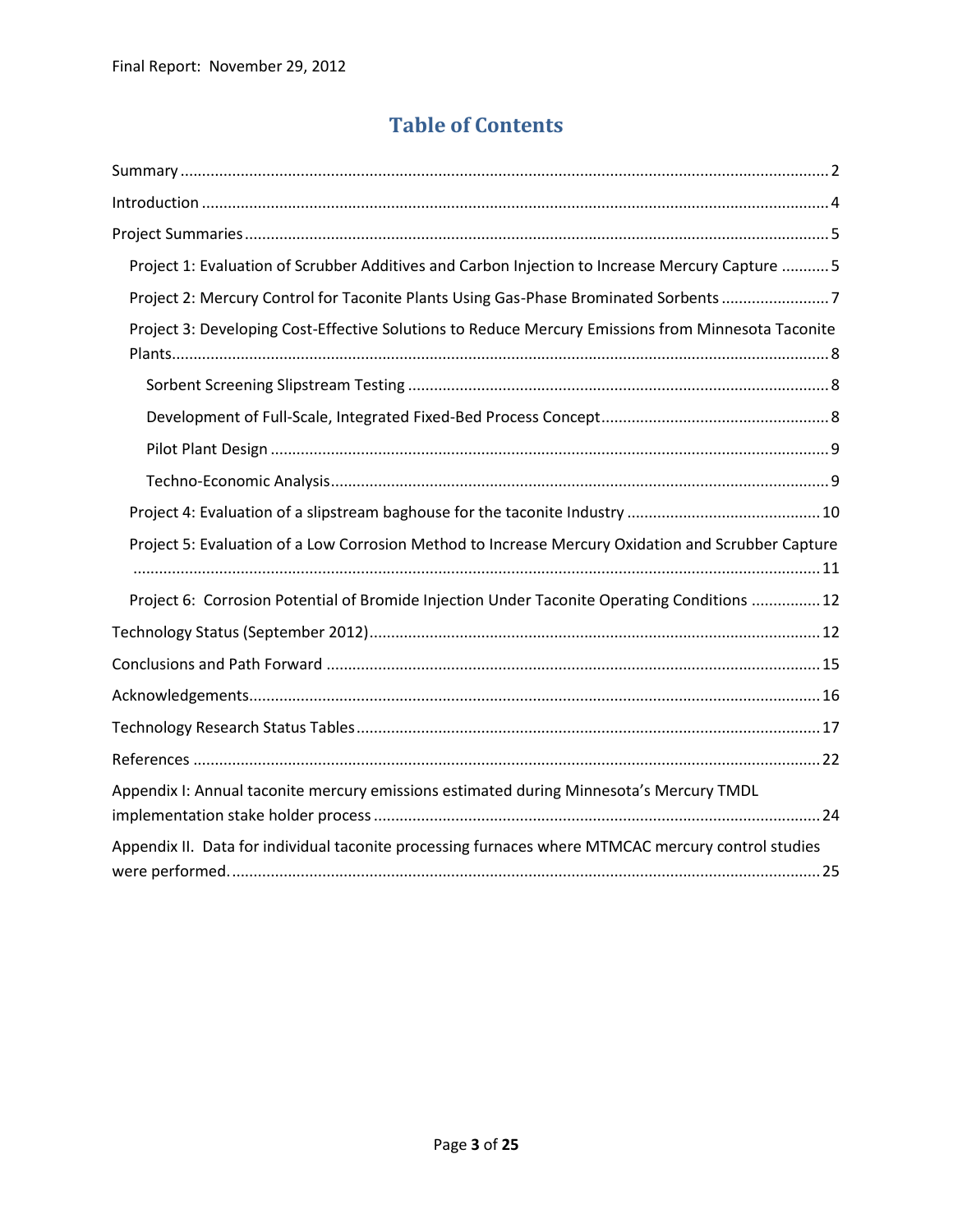# Table of Contents

Summary ..... 2

Introduction ..... 4

Project Summaries ..... 5

- Project 1: Evaluation of Scrubber Additives and Carbon Injection to Increase Mercury Capture ..... 5
- Project 2: Mercury Control for Taconite Plants Using Gas-Phase Brominated Sorbents ..... 7
- Project 3: Developing Cost-Effective Solutions to Reduce Mercury Emissions from Minnesota Taconite Plants ..... 8
  - Sorbent Screening Slipstream Testing ..... 8
  - Development of Full-Scale, Integrated Fixed-Bed Process Concept ..... 8
  - Pilot Plant Design ..... 9
  - Techno-Economic Analysis ..... 9
- Project 4: Evaluation of a slipstream baghouse for the taconite Industry ..... 10
- Project 5: Evaluation of a Low Corrosion Method to Increase Mercury Oxidation and Scrubber Capture ..... 11
- Project 6: Corrosion Potential of Bromide Injection Under Taconite Operating Conditions ..... 12

Technology Status (September 2012) ..... 12

Conclusions and Path Forward ..... 15

Acknowledgements ..... 16

Technology Research Status Tables ..... 17

References ..... 22

Appendix I: Annual taconite mercury emissions estimated during Minnesota's Mercury TMDL implementation stake holder process ..... 24

Appendix II. Data for individual taconite processing furnaces where MTMCAC mercury control studies were performed. ..... 25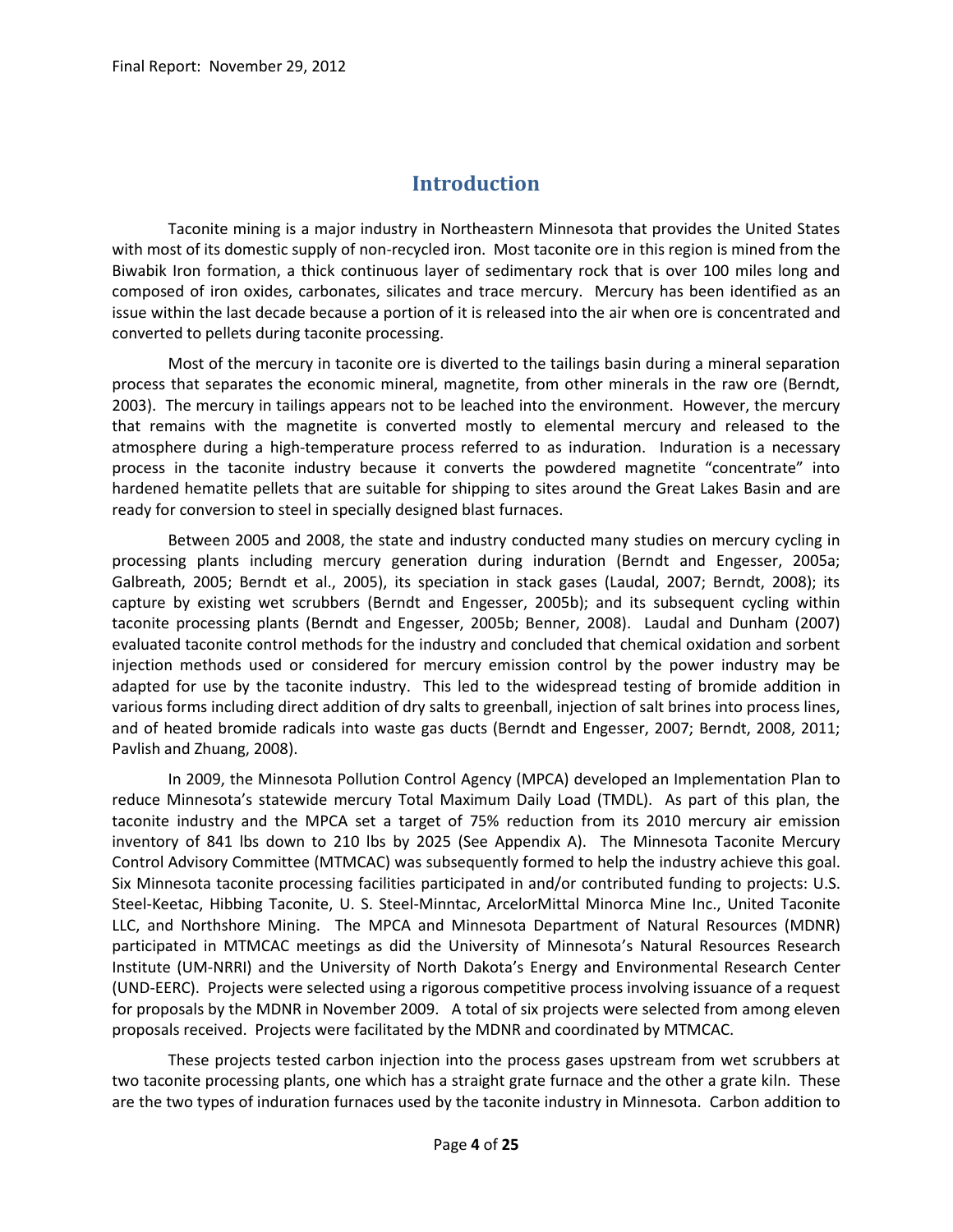# Introduction

Taconite mining is a major industry in Northeastern Minnesota that provides the United States with most of its domestic supply of non-recycled iron. Most taconite ore in this region is mined from the Biwabik Iron formation, a thick continuous layer of sedimentary rock that is over 100 miles long and composed of iron oxides, carbonates, silicates and trace mercury. Mercury has been identified as an issue within the last decade because a portion of it is released into the air when ore is concentrated and converted to pellets during taconite processing.

Most of the mercury in taconite ore is diverted to the tailings basin during a mineral separation process that separates the economic mineral, magnetite, from other minerals in the raw ore (Berndt, 2003). The mercury in tailings appears not to be leached into the environment. However, the mercury that remains with the magnetite is converted mostly to elemental mercury and released to the atmosphere during a high-temperature process referred to as induration. Induration is a necessary process in the taconite industry because it converts the powdered magnetite "concentrate" into hardened hematite pellets that are suitable for shipping to sites around the Great Lakes Basin and are ready for conversion to steel in specially designed blast furnaces.

Between 2005 and 2008, the state and industry conducted many studies on mercury cycling in processing plants including mercury generation during induration (Berndt and Engesser, 2005a; Galbreath, 2005; Berndt et al., 2005), its speciation in stack gases (Laudal, 2007; Berndt, 2008); its capture by existing wet scrubbers (Berndt and Engesser, 2005b); and its subsequent cycling within taconite processing plants (Berndt and Engesser, 2005b; Benner, 2008). Laudal and Dunham (2007) evaluated taconite control methods for the industry and concluded that chemical oxidation and sorbent injection methods used or considered for mercury emission control by the power industry may be adapted for use by the taconite industry. This led to the widespread testing of bromide addition in various forms including direct addition of dry salts to greenball, injection of salt brines into process lines, and of heated bromide radicals into waste gas ducts (Berndt and Engesser, 2007; Berndt, 2008, 2011; Pavlish and Zhuang, 2008).

In 2009, the Minnesota Pollution Control Agency (MPCA) developed an Implementation Plan to reduce Minnesota's statewide mercury Total Maximum Daily Load (TMDL). As part of this plan, the taconite industry and the MPCA set a target of 75% reduction from its 2010 mercury air emission inventory of 841 lbs down to 210 lbs by 2025 (See Appendix A). The Minnesota Taconite Mercury Control Advisory Committee (MTMCAC) was subsequently formed to help the industry achieve this goal. Six Minnesota taconite processing facilities participated in and/or contributed funding to projects: U.S. Steel-Keetac, Hibbing Taconite, U. S. Steel-Minntac, ArcelorMittal Minorca Mine Inc., United Taconite LLC, and Northshore Mining. The MPCA and Minnesota Department of Natural Resources (MDNR) participated in MTMCAC meetings as did the University of Minnesota's Natural Resources Research Institute (UM-NRRI) and the University of North Dakota's Energy and Environmental Research Center (UND-EERC). Projects were selected using a rigorous competitive process involving issuance of a request for proposals by the MDNR in November 2009. A total of six projects were selected from among eleven proposals received. Projects were facilitated by the MDNR and coordinated by MTMCAC.

These projects tested carbon injection into the process gases upstream from wet scrubbers at two taconite processing plants, one which has a straight grate furnace and the other a grate kiln. These are the two types of induration furnaces used by the taconite industry in Minnesota. Carbon addition to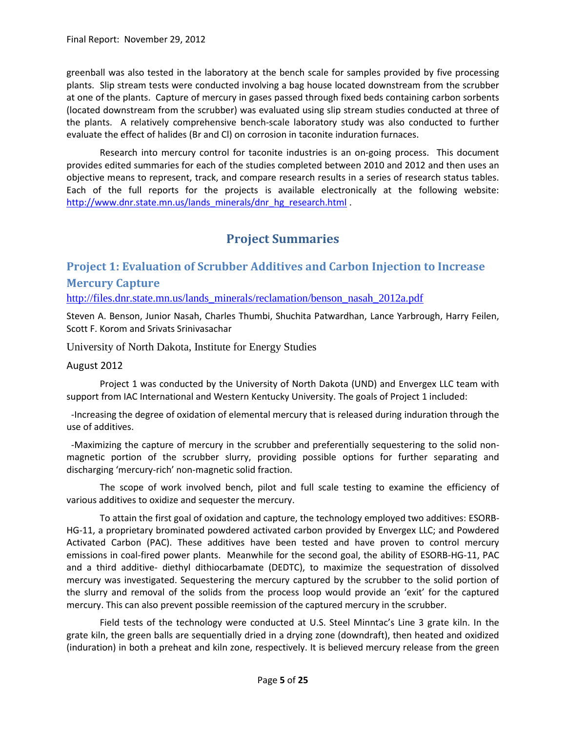greenball was also tested in the laboratory at the bench scale for samples provided by five processing plants. Slip stream tests were conducted involving a bag house located downstream from the scrubber at one of the plants. Capture of mercury in gases passed through fixed beds containing carbon sorbents (located downstream from the scrubber) was evaluated using slip stream studies conducted at three of the plants. A relatively comprehensive bench-scale laboratory study was also conducted to further evaluate the effect of halides (Br and Cl) on corrosion in taconite induration furnaces.

Research into mercury control for taconite industries is an on-going process. This document provides edited summaries for each of the studies completed between 2010 and 2012 and then uses an objective means to represent, track, and compare research results in a series of research status tables. Each of the full reports for the projects is available electronically at the following website: http://www.dnr.state.mn.us/lands_minerals/dnr_hg_research.html .

# Project Summaries

## Project 1: Evaluation of Scrubber Additives and Carbon Injection to Increase Mercury Capture

http://files.dnr.state.mn.us/lands_minerals/reclamation/benson_nasah_2012a.pdf

Steven A. Benson, Junior Nasah, Charles Thumbi, Shuchita Patwardhan, Lance Yarbrough, Harry Feilen, Scott F. Korom and Srivats Srinivasachar

University of North Dakota, Institute for Energy Studies

August 2012

Project 1 was conducted by the University of North Dakota (UND) and Envergex LLC team with support from IAC International and Western Kentucky University. The goals of Project 1 included:

-Increasing the degree of oxidation of elemental mercury that is released during induration through the use of additives.

-Maximizing the capture of mercury in the scrubber and preferentially sequestering to the solid non-magnetic portion of the scrubber slurry, providing possible options for further separating and discharging 'mercury-rich' non-magnetic solid fraction.

The scope of work involved bench, pilot and full scale testing to examine the efficiency of various additives to oxidize and sequester the mercury.

To attain the first goal of oxidation and capture, the technology employed two additives: ESORB-HG-11, a proprietary brominated powdered activated carbon provided by Envergex LLC; and Powdered Activated Carbon (PAC). These additives have been tested and have proven to control mercury emissions in coal-fired power plants. Meanwhile for the second goal, the ability of ESORB-HG-11, PAC and a third additive- diethyl dithiocarbamate (DEDTC), to maximize the sequestration of dissolved mercury was investigated. Sequestering the mercury captured by the scrubber to the solid portion of the slurry and removal of the solids from the process loop would provide an 'exit' for the captured mercury. This can also prevent possible reemission of the captured mercury in the scrubber.

Field tests of the technology were conducted at U.S. Steel Minntac's Line 3 grate kiln. In the grate kiln, the green balls are sequentially dried in a drying zone (downdraft), then heated and oxidized (induration) in both a preheat and kiln zone, respectively. It is believed mercury release from the green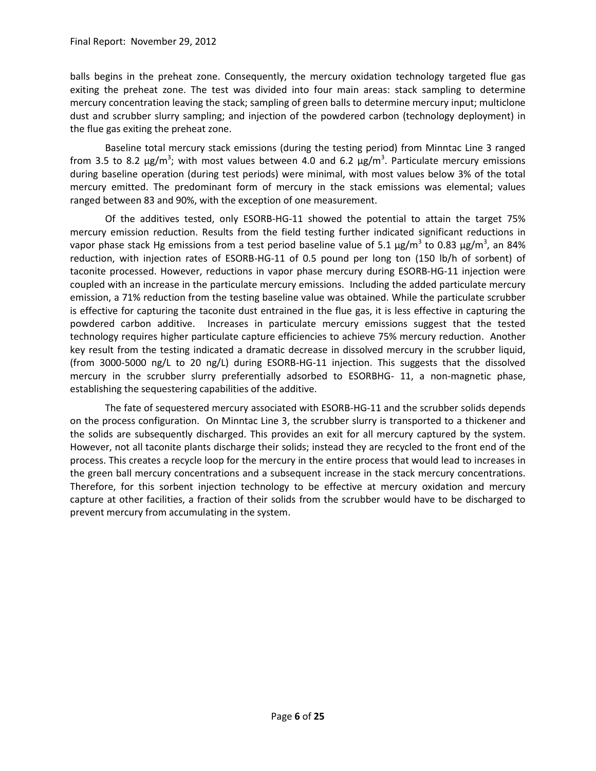balls begins in the preheat zone. Consequently, the mercury oxidation technology targeted flue gas exiting the preheat zone. The test was divided into four main areas: stack sampling to determine mercury concentration leaving the stack; sampling of green balls to determine mercury input; multiclone dust and scrubber slurry sampling; and injection of the powdered carbon (technology deployment) in the flue gas exiting the preheat zone.

Baseline total mercury stack emissions (during the testing period) from Minntac Line 3 ranged from 3.5 to 8.2 $\mu g/m^3$; with most values between 4.0 and 6.2 $\mu g/m^3$. Particulate mercury emissions during baseline operation (during test periods) were minimal, with most values below 3% of the total mercury emitted. The predominant form of mercury in the stack emissions was elemental; values ranged between 83 and 90%, with the exception of one measurement.

Of the additives tested, only ESORB-HG-11 showed the potential to attain the target 75% mercury emission reduction. Results from the field testing further indicated significant reductions in vapor phase stack Hg emissions from a test period baseline value of 5.1 $\mu g/m^3$ to 0.83 $\mu g/m^3$, an 84% reduction, with injection rates of ESORB-HG-11 of 0.5 pound per long ton (150 lb/h of sorbent) of taconite processed. However, reductions in vapor phase mercury during ESORB-HG-11 injection were coupled with an increase in the particulate mercury emissions. Including the added particulate mercury emission, a 71% reduction from the testing baseline value was obtained. While the particulate scrubber is effective for capturing the taconite dust entrained in the flue gas, it is less effective in capturing the powdered carbon additive. Increases in particulate mercury emissions suggest that the tested technology requires higher particulate capture efficiencies to achieve 75% mercury reduction. Another key result from the testing indicated a dramatic decrease in dissolved mercury in the scrubber liquid, (from 3000-5000 ng/L to 20 ng/L) during ESORB-HG-11 injection. This suggests that the dissolved mercury in the scrubber slurry preferentially adsorbed to ESORBHG- 11, a non-magnetic phase, establishing the sequestering capabilities of the additive.

The fate of sequestered mercury associated with ESORB-HG-11 and the scrubber solids depends on the process configuration. On Minntac Line 3, the scrubber slurry is transported to a thickener and the solids are subsequently discharged. This provides an exit for all mercury captured by the system. However, not all taconite plants discharge their solids; instead they are recycled to the front end of the process. This creates a recycle loop for the mercury in the entire process that would lead to increases in the green ball mercury concentrations and a subsequent increase in the stack mercury concentrations. Therefore, for this sorbent injection technology to be effective at mercury oxidation and mercury capture at other facilities, a fraction of their solids from the scrubber would have to be discharged to prevent mercury from accumulating in the system.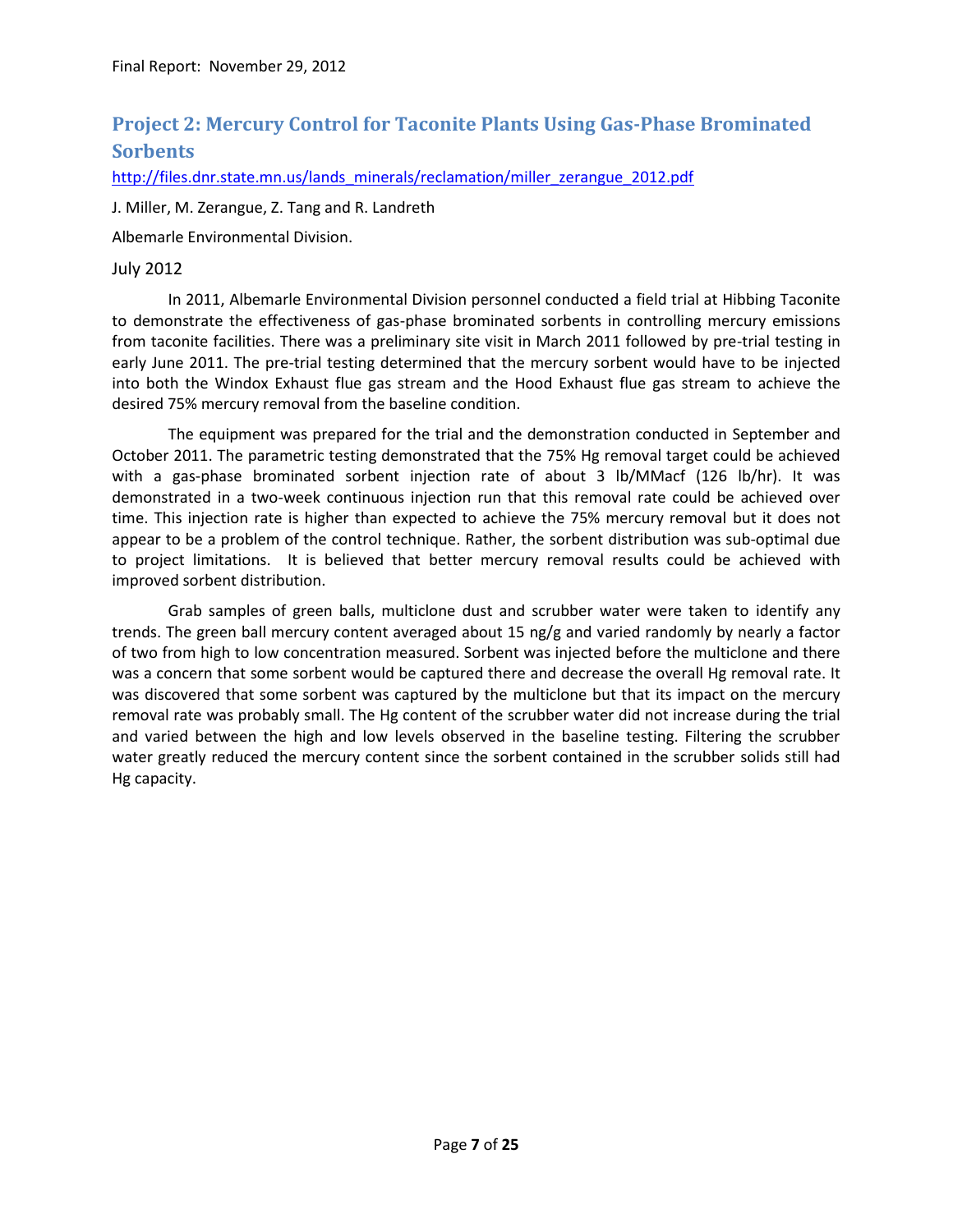## Project 2: Mercury Control for Taconite Plants Using Gas-Phase Brominated Sorbents

http://files.dnr.state.mn.us/lands_minerals/reclamation/miller_zerangue_2012.pdf

J. Miller, M. Zerangue, Z. Tang and R. Landreth

Albemarle Environmental Division.

July 2012

In 2011, Albemarle Environmental Division personnel conducted a field trial at Hibbing Taconite to demonstrate the effectiveness of gas-phase brominated sorbents in controlling mercury emissions from taconite facilities. There was a preliminary site visit in March 2011 followed by pre-trial testing in early June 2011. The pre-trial testing determined that the mercury sorbent would have to be injected into both the Windox Exhaust flue gas stream and the Hood Exhaust flue gas stream to achieve the desired 75% mercury removal from the baseline condition.

The equipment was prepared for the trial and the demonstration conducted in September and October 2011. The parametric testing demonstrated that the 75% Hg removal target could be achieved with a gas-phase brominated sorbent injection rate of about 3 lb/MMacf (126 lb/hr). It was demonstrated in a two-week continuous injection run that this removal rate could be achieved over time. This injection rate is higher than expected to achieve the 75% mercury removal but it does not appear to be a problem of the control technique. Rather, the sorbent distribution was sub-optimal due to project limitations. It is believed that better mercury removal results could be achieved with improved sorbent distribution.

Grab samples of green balls, multiclone dust and scrubber water were taken to identify any trends. The green ball mercury content averaged about 15 ng/g and varied randomly by nearly a factor of two from high to low concentration measured. Sorbent was injected before the multiclone and there was a concern that some sorbent would be captured there and decrease the overall Hg removal rate. It was discovered that some sorbent was captured by the multiclone but that its impact on the mercury removal rate was probably small. The Hg content of the scrubber water did not increase during the trial and varied between the high and low levels observed in the baseline testing. Filtering the scrubber water greatly reduced the mercury content since the sorbent contained in the scrubber solids still had Hg capacity.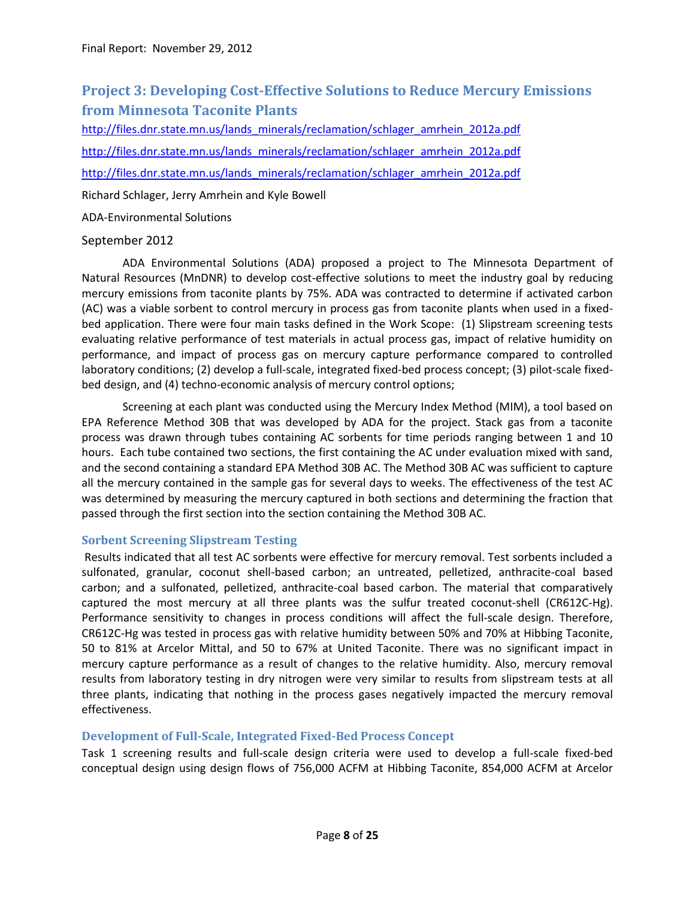## Project 3: Developing Cost-Effective Solutions to Reduce Mercury Emissions from Minnesota Taconite Plants

http://files.dnr.state.mn.us/lands_minerals/reclamation/schlager_amrhein_2012a.pdf

http://files.dnr.state.mn.us/lands_minerals/reclamation/schlager_amrhein_2012a.pdf

http://files.dnr.state.mn.us/lands_minerals/reclamation/schlager_amrhein_2012a.pdf

Richard Schlager, Jerry Amrhein and Kyle Bowell

ADA-Environmental Solutions

September 2012

ADA Environmental Solutions (ADA) proposed a project to The Minnesota Department of Natural Resources (MnDNR) to develop cost-effective solutions to meet the industry goal by reducing mercury emissions from taconite plants by 75%. ADA was contracted to determine if activated carbon (AC) was a viable sorbent to control mercury in process gas from taconite plants when used in a fixed-bed application. There were four main tasks defined in the Work Scope: (1) Slipstream screening tests evaluating relative performance of test materials in actual process gas, impact of relative humidity on performance, and impact of process gas on mercury capture performance compared to controlled laboratory conditions; (2) develop a full-scale, integrated fixed-bed process concept; (3) pilot-scale fixed-bed design, and (4) techno-economic analysis of mercury control options;

Screening at each plant was conducted using the Mercury Index Method (MIM), a tool based on EPA Reference Method 30B that was developed by ADA for the project. Stack gas from a taconite process was drawn through tubes containing AC sorbents for time periods ranging between 1 and 10 hours. Each tube contained two sections, the first containing the AC under evaluation mixed with sand, and the second containing a standard EPA Method 30B AC. The Method 30B AC was sufficient to capture all the mercury contained in the sample gas for several days to weeks. The effectiveness of the test AC was determined by measuring the mercury captured in both sections and determining the fraction that passed through the first section into the section containing the Method 30B AC.

### Sorbent Screening Slipstream Testing

Results indicated that all test AC sorbents were effective for mercury removal. Test sorbents included a sulfonated, granular, coconut shell-based carbon; an untreated, pelletized, anthracite-coal based carbon; and a sulfonated, pelletized, anthracite-coal based carbon. The material that comparatively captured the most mercury at all three plants was the sulfur treated coconut-shell (CR612C-Hg). Performance sensitivity to changes in process conditions will affect the full-scale design. Therefore, CR612C-Hg was tested in process gas with relative humidity between 50% and 70% at Hibbing Taconite, 50 to 81% at Arcelor Mittal, and 50 to 67% at United Taconite. There was no significant impact in mercury capture performance as a result of changes to the relative humidity. Also, mercury removal results from laboratory testing in dry nitrogen were very similar to results from slipstream tests at all three plants, indicating that nothing in the process gases negatively impacted the mercury removal effectiveness.

### Development of Full-Scale, Integrated Fixed-Bed Process Concept

Task 1 screening results and full-scale design criteria were used to develop a full-scale fixed-bed conceptual design using design flows of 756,000 ACFM at Hibbing Taconite, 854,000 ACFM at Arcelor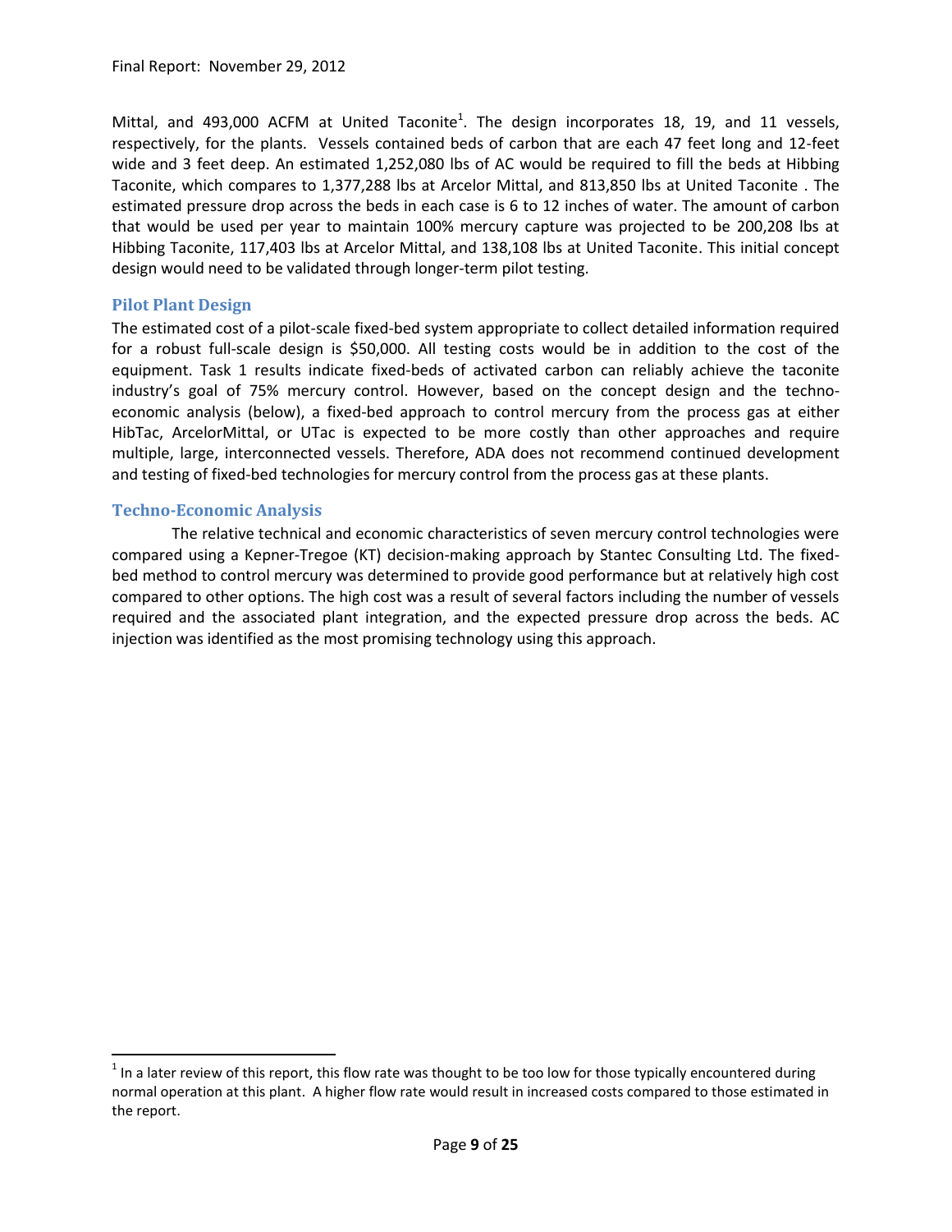Mittal, and 493,000 ACFM at United Taconite[1]. The design incorporates 18, 19, and 11 vessels, respectively, for the plants. Vessels contained beds of carbon that are each 47 feet long and 12-feet wide and 3 feet deep. An estimated 1,252,080 lbs of AC would be required to fill the beds at Hibbing Taconite, which compares to 1,377,288 lbs at Arcelor Mittal, and 813,850 lbs at United Taconite . The estimated pressure drop across the beds in each case is 6 to 12 inches of water. The amount of carbon that would be used per year to maintain 100% mercury capture was projected to be 200,208 lbs at Hibbing Taconite, 117,403 lbs at Arcelor Mittal, and 138,108 lbs at United Taconite. This initial concept design would need to be validated through longer-term pilot testing.

### Pilot Plant Design

The estimated cost of a pilot-scale fixed-bed system appropriate to collect detailed information required for a robust full-scale design is $50,000. All testing costs would be in addition to the cost of the equipment. Task 1 results indicate fixed-beds of activated carbon can reliably achieve the taconite industry's goal of 75% mercury control. However, based on the concept design and the techno-economic analysis (below), a fixed-bed approach to control mercury from the process gas at either HibTac, ArcelorMittal, or UTac is expected to be more costly than other approaches and require multiple, large, interconnected vessels. Therefore, ADA does not recommend continued development and testing of fixed-bed technologies for mercury control from the process gas at these plants.

### Techno-Economic Analysis

The relative technical and economic characteristics of seven mercury control technologies were compared using a Kepner-Tregoe (KT) decision-making approach by Stantec Consulting Ltd. The fixed-bed method to control mercury was determined to provide good performance but at relatively high cost compared to other options. The high cost was a result of several factors including the number of vessels required and the associated plant integration, and the expected pressure drop across the beds. AC injection was identified as the most promising technology using this approach.

[1] In a later review of this report, this flow rate was thought to be too low for those typically encountered during normal operation at this plant. A higher flow rate would result in increased costs compared to those estimated in the report.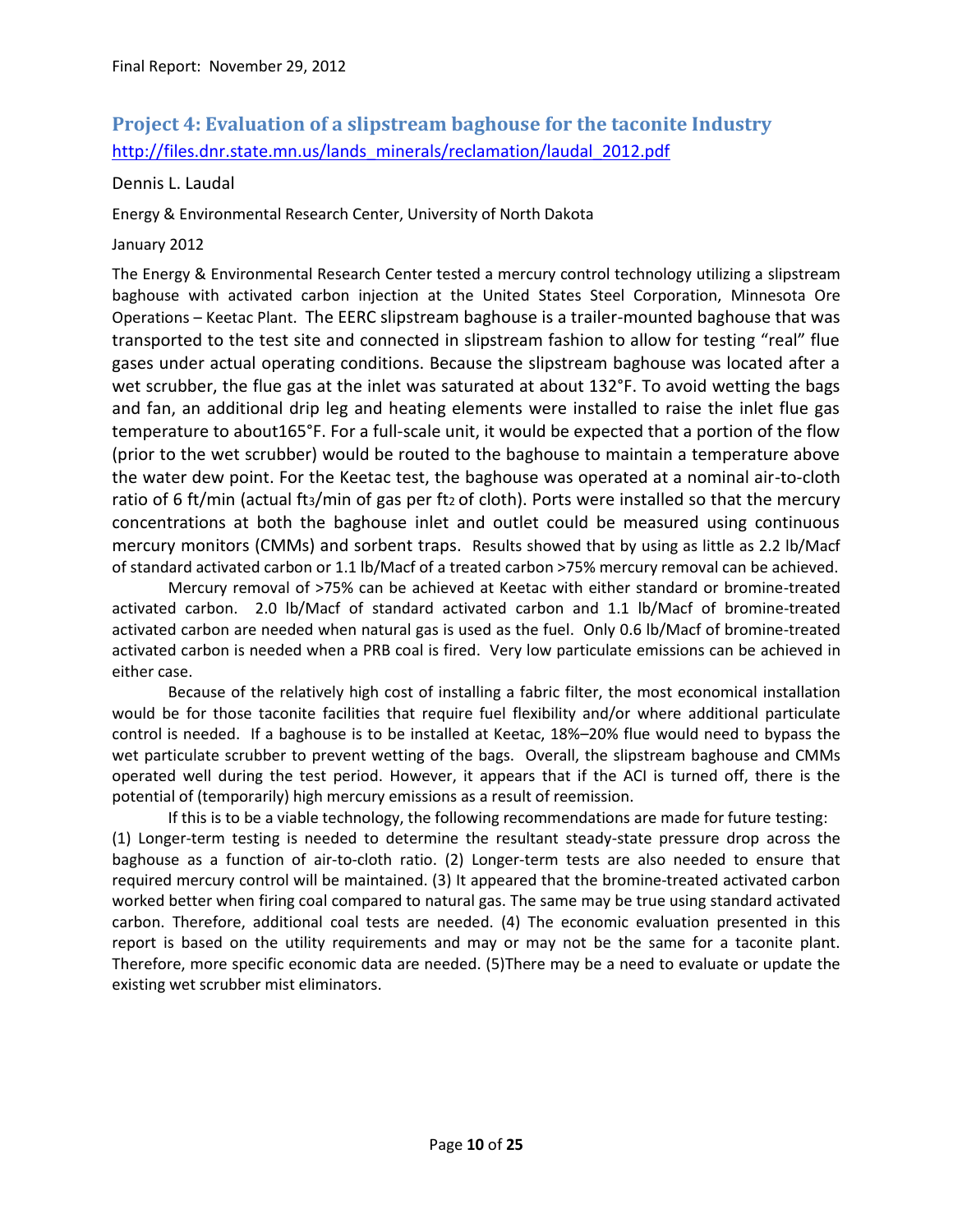## Project 4: Evaluation of a slipstream baghouse for the taconite Industry

http://files.dnr.state.mn.us/lands_minerals/reclamation/laudal_2012.pdf

Dennis L. Laudal

Energy & Environmental Research Center, University of North Dakota

January 2012

The Energy & Environmental Research Center tested a mercury control technology utilizing a slipstream baghouse with activated carbon injection at the United States Steel Corporation, Minnesota Ore Operations – Keetac Plant. The EERC slipstream baghouse is a trailer-mounted baghouse that was transported to the test site and connected in slipstream fashion to allow for testing "real" flue gases under actual operating conditions. Because the slipstream baghouse was located after a wet scrubber, the flue gas at the inlet was saturated at about 132°F. To avoid wetting the bags and fan, an additional drip leg and heating elements were installed to raise the inlet flue gas temperature to about165°F. For a full-scale unit, it would be expected that a portion of the flow (prior to the wet scrubber) would be routed to the baghouse to maintain a temperature above the water dew point. For the Keetac test, the baghouse was operated at a nominal air-to-cloth ratio of 6 ft/min (actual $ft^3$/min of gas per $ft^2$ of cloth). Ports were installed so that the mercury concentrations at both the baghouse inlet and outlet could be measured using continuous mercury monitors (CMMs) and sorbent traps. Results showed that by using as little as 2.2 lb/Macf of standard activated carbon or 1.1 lb/Macf of a treated carbon >75% mercury removal can be achieved.

Mercury removal of >75% can be achieved at Keetac with either standard or bromine-treated activated carbon. 2.0 lb/Macf of standard activated carbon and 1.1 lb/Macf of bromine-treated activated carbon are needed when natural gas is used as the fuel. Only 0.6 lb/Macf of bromine-treated activated carbon is needed when a PRB coal is fired. Very low particulate emissions can be achieved in either case.

Because of the relatively high cost of installing a fabric filter, the most economical installation would be for those taconite facilities that require fuel flexibility and/or where additional particulate control is needed. If a baghouse is to be installed at Keetac, 18%–20% flue would need to bypass the wet particulate scrubber to prevent wetting of the bags. Overall, the slipstream baghouse and CMMs operated well during the test period. However, it appears that if the ACI is turned off, there is the potential of (temporarily) high mercury emissions as a result of reemission.

If this is to be a viable technology, the following recommendations are made for future testing: (1) Longer-term testing is needed to determine the resultant steady-state pressure drop across the baghouse as a function of air-to-cloth ratio. (2) Longer-term tests are also needed to ensure that required mercury control will be maintained. (3) It appeared that the bromine-treated activated carbon worked better when firing coal compared to natural gas. The same may be true using standard activated carbon. Therefore, additional coal tests are needed. (4) The economic evaluation presented in this report is based on the utility requirements and may or may not be the same for a taconite plant. Therefore, more specific economic data are needed. (5)There may be a need to evaluate or update the existing wet scrubber mist eliminators.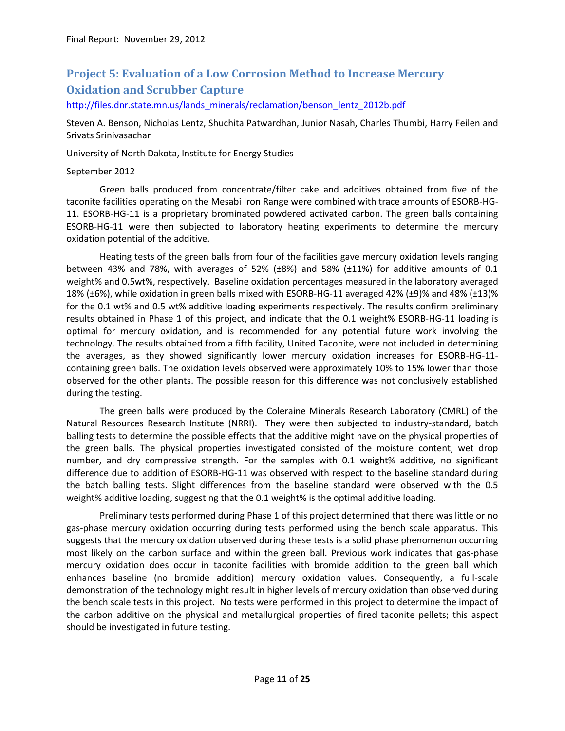## Project 5: Evaluation of a Low Corrosion Method to Increase Mercury Oxidation and Scrubber Capture

http://files.dnr.state.mn.us/lands_minerals/reclamation/benson_lentz_2012b.pdf

Steven A. Benson, Nicholas Lentz, Shuchita Patwardhan, Junior Nasah, Charles Thumbi, Harry Feilen and Srivats Srinivasachar

University of North Dakota, Institute for Energy Studies

September 2012

Green balls produced from concentrate/filter cake and additives obtained from five of the taconite facilities operating on the Mesabi Iron Range were combined with trace amounts of ESORB-HG-11. ESORB-HG-11 is a proprietary brominated powdered activated carbon. The green balls containing ESORB-HG-11 were then subjected to laboratory heating experiments to determine the mercury oxidation potential of the additive.

Heating tests of the green balls from four of the facilities gave mercury oxidation levels ranging between 43% and 78%, with averages of 52% (±8%) and 58% (±11%) for additive amounts of 0.1 weight% and 0.5wt%, respectively. Baseline oxidation percentages measured in the laboratory averaged 18% (±6%), while oxidation in green balls mixed with ESORB-HG-11 averaged 42% (±9)% and 48% (±13)% for the 0.1 wt% and 0.5 wt% additive loading experiments respectively. The results confirm preliminary results obtained in Phase 1 of this project, and indicate that the 0.1 weight% ESORB-HG-11 loading is optimal for mercury oxidation, and is recommended for any potential future work involving the technology. The results obtained from a fifth facility, United Taconite, were not included in determining the averages, as they showed significantly lower mercury oxidation increases for ESORB-HG-11-containing green balls. The oxidation levels observed were approximately 10% to 15% lower than those observed for the other plants. The possible reason for this difference was not conclusively established during the testing.

The green balls were produced by the Coleraine Minerals Research Laboratory (CMRL) of the Natural Resources Research Institute (NRRI). They were then subjected to industry-standard, batch balling tests to determine the possible effects that the additive might have on the physical properties of the green balls. The physical properties investigated consisted of the moisture content, wet drop number, and dry compressive strength. For the samples with 0.1 weight% additive, no significant difference due to addition of ESORB-HG-11 was observed with respect to the baseline standard during the batch balling tests. Slight differences from the baseline standard were observed with the 0.5 weight% additive loading, suggesting that the 0.1 weight% is the optimal additive loading.

Preliminary tests performed during Phase 1 of this project determined that there was little or no gas-phase mercury oxidation occurring during tests performed using the bench scale apparatus. This suggests that the mercury oxidation observed during these tests is a solid phase phenomenon occurring most likely on the carbon surface and within the green ball. Previous work indicates that gas-phase mercury oxidation does occur in taconite facilities with bromide addition to the green ball which enhances baseline (no bromide addition) mercury oxidation values. Consequently, a full-scale demonstration of the technology might result in higher levels of mercury oxidation than observed during the bench scale tests in this project. No tests were performed in this project to determine the impact of the carbon additive on the physical and metallurgical properties of fired taconite pellets; this aspect should be investigated in future testing.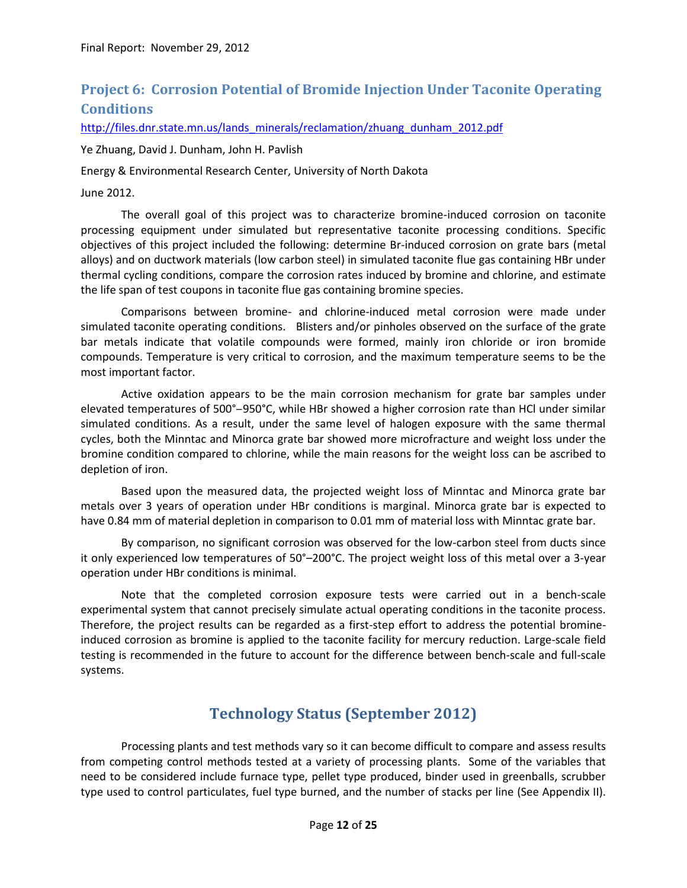## Project 6: Corrosion Potential of Bromide Injection Under Taconite Operating Conditions

http://files.dnr.state.mn.us/lands_minerals/reclamation/zhuang_dunham_2012.pdf

Ye Zhuang, David J. Dunham, John H. Pavlish

Energy & Environmental Research Center, University of North Dakota

June 2012.

The overall goal of this project was to characterize bromine-induced corrosion on taconite processing equipment under simulated but representative taconite processing conditions. Specific objectives of this project included the following: determine Br-induced corrosion on grate bars (metal alloys) and on ductwork materials (low carbon steel) in simulated taconite flue gas containing HBr under thermal cycling conditions, compare the corrosion rates induced by bromine and chlorine, and estimate the life span of test coupons in taconite flue gas containing bromine species.

Comparisons between bromine- and chlorine-induced metal corrosion were made under simulated taconite operating conditions. Blisters and/or pinholes observed on the surface of the grate bar metals indicate that volatile compounds were formed, mainly iron chloride or iron bromide compounds. Temperature is very critical to corrosion, and the maximum temperature seems to be the most important factor.

Active oxidation appears to be the main corrosion mechanism for grate bar samples under elevated temperatures of 500°–950°C, while HBr showed a higher corrosion rate than HCl under similar simulated conditions. As a result, under the same level of halogen exposure with the same thermal cycles, both the Minntac and Minorca grate bar showed more microfracture and weight loss under the bromine condition compared to chlorine, while the main reasons for the weight loss can be ascribed to depletion of iron.

Based upon the measured data, the projected weight loss of Minntac and Minorca grate bar metals over 3 years of operation under HBr conditions is marginal. Minorca grate bar is expected to have 0.84 mm of material depletion in comparison to 0.01 mm of material loss with Minntac grate bar.

By comparison, no significant corrosion was observed for the low-carbon steel from ducts since it only experienced low temperatures of 50°–200°C. The project weight loss of this metal over a 3-year operation under HBr conditions is minimal.

Note that the completed corrosion exposure tests were carried out in a bench-scale experimental system that cannot precisely simulate actual operating conditions in the taconite process. Therefore, the project results can be regarded as a first-step effort to address the potential bromine-induced corrosion as bromine is applied to the taconite facility for mercury reduction. Large-scale field testing is recommended in the future to account for the difference between bench-scale and full-scale systems.

# Technology Status (September 2012)

Processing plants and test methods vary so it can become difficult to compare and assess results from competing control methods tested at a variety of processing plants. Some of the variables that need to be considered include furnace type, pellet type produced, binder used in greenballs, scrubber type used to control particulates, fuel type burned, and the number of stacks per line (See Appendix II).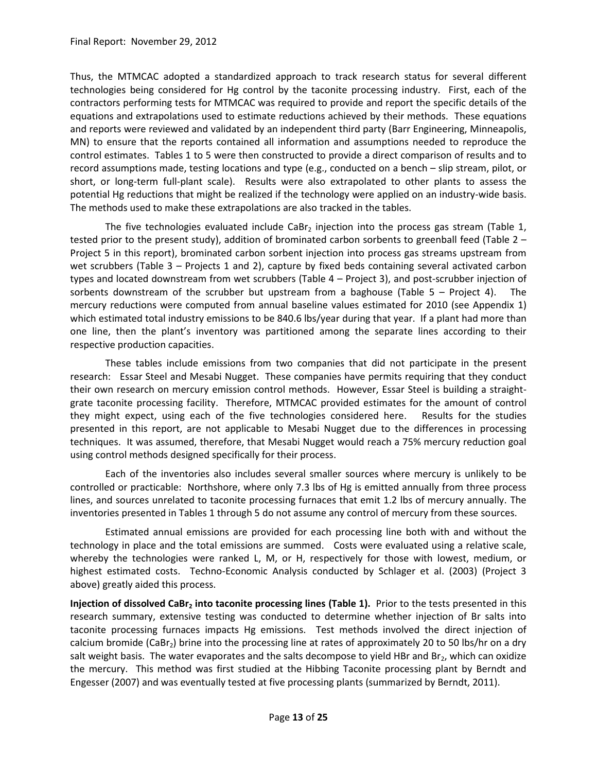Thus, the MTMCAC adopted a standardized approach to track research status for several different technologies being considered for Hg control by the taconite processing industry. First, each of the contractors performing tests for MTMCAC was required to provide and report the specific details of the equations and extrapolations used to estimate reductions achieved by their methods. These equations and reports were reviewed and validated by an independent third party (Barr Engineering, Minneapolis, MN) to ensure that the reports contained all information and assumptions needed to reproduce the control estimates. Tables 1 to 5 were then constructed to provide a direct comparison of results and to record assumptions made, testing locations and type (e.g., conducted on a bench – slip stream, pilot, or short, or long-term full-plant scale). Results were also extrapolated to other plants to assess the potential Hg reductions that might be realized if the technology were applied on an industry-wide basis. The methods used to make these extrapolations are also tracked in the tables.

The five technologies evaluated include $CaBr_2$ injection into the process gas stream (Table 1, tested prior to the present study), addition of brominated carbon sorbents to greenball feed (Table 2 – Project 5 in this report), brominated carbon sorbent injection into process gas streams upstream from wet scrubbers (Table 3 – Projects 1 and 2), capture by fixed beds containing several activated carbon types and located downstream from wet scrubbers (Table 4 – Project 3), and post-scrubber injection of sorbents downstream of the scrubber but upstream from a baghouse (Table 5 – Project 4). The mercury reductions were computed from annual baseline values estimated for 2010 (see Appendix 1) which estimated total industry emissions to be 840.6 lbs/year during that year. If a plant had more than one line, then the plant's inventory was partitioned among the separate lines according to their respective production capacities.

These tables include emissions from two companies that did not participate in the present research: Essar Steel and Mesabi Nugget. These companies have permits requiring that they conduct their own research on mercury emission control methods. However, Essar Steel is building a straight-grate taconite processing facility. Therefore, MTMCAC provided estimates for the amount of control they might expect, using each of the five technologies considered here. Results for the studies presented in this report, are not applicable to Mesabi Nugget due to the differences in processing techniques. It was assumed, therefore, that Mesabi Nugget would reach a 75% mercury reduction goal using control methods designed specifically for their process.

Each of the inventories also includes several smaller sources where mercury is unlikely to be controlled or practicable: Northshore, where only 7.3 lbs of Hg is emitted annually from three process lines, and sources unrelated to taconite processing furnaces that emit 1.2 lbs of mercury annually. The inventories presented in Tables 1 through 5 do not assume any control of mercury from these sources.

Estimated annual emissions are provided for each processing line both with and without the technology in place and the total emissions are summed. Costs were evaluated using a relative scale, whereby the technologies were ranked L, M, or H, respectively for those with lowest, medium, or highest estimated costs. Techno-Economic Analysis conducted by Schlager et al. (2003) (Project 3 above) greatly aided this process.

**Injection of dissolved $CaBr_2$ into taconite processing lines (Table 1).** Prior to the tests presented in this research summary, extensive testing was conducted to determine whether injection of Br salts into taconite processing furnaces impacts Hg emissions. Test methods involved the direct injection of calcium bromide ($CaBr_2$) brine into the processing line at rates of approximately 20 to 50 lbs/hr on a dry salt weight basis. The water evaporates and the salts decompose to yield HBr and $Br_2$, which can oxidize the mercury. This method was first studied at the Hibbing Taconite processing plant by Berndt and Engesser (2007) and was eventually tested at five processing plants (summarized by Berndt, 2011).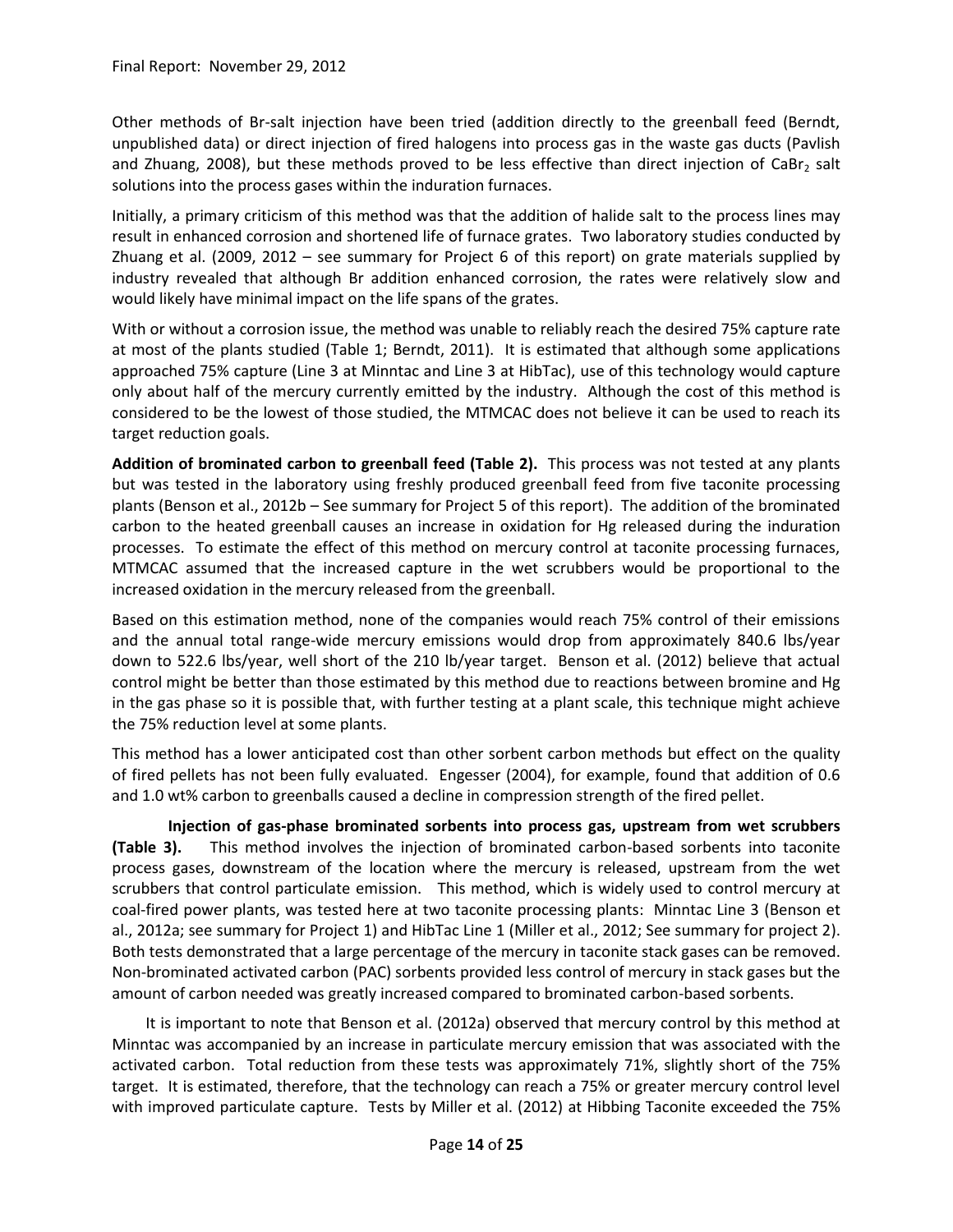Other methods of Br-salt injection have been tried (addition directly to the greenball feed (Berndt, unpublished data) or direct injection of fired halogens into process gas in the waste gas ducts (Pavlish and Zhuang, 2008), but these methods proved to be less effective than direct injection of $CaBr_2$ salt solutions into the process gases within the induration furnaces.

Initially, a primary criticism of this method was that the addition of halide salt to the process lines may result in enhanced corrosion and shortened life of furnace grates. Two laboratory studies conducted by Zhuang et al. (2009, 2012 – see summary for Project 6 of this report) on grate materials supplied by industry revealed that although Br addition enhanced corrosion, the rates were relatively slow and would likely have minimal impact on the life spans of the grates.

With or without a corrosion issue, the method was unable to reliably reach the desired 75% capture rate at most of the plants studied (Table 1; Berndt, 2011). It is estimated that although some applications approached 75% capture (Line 3 at Minntac and Line 3 at HibTac), use of this technology would capture only about half of the mercury currently emitted by the industry. Although the cost of this method is considered to be the lowest of those studied, the MTMCAC does not believe it can be used to reach its target reduction goals.

**Addition of brominated carbon to greenball feed (Table 2).** This process was not tested at any plants but was tested in the laboratory using freshly produced greenball feed from five taconite processing plants (Benson et al., 2012b – See summary for Project 5 of this report). The addition of the brominated carbon to the heated greenball causes an increase in oxidation for Hg released during the induration processes. To estimate the effect of this method on mercury control at taconite processing furnaces, MTMCAC assumed that the increased capture in the wet scrubbers would be proportional to the increased oxidation in the mercury released from the greenball.

Based on this estimation method, none of the companies would reach 75% control of their emissions and the annual total range-wide mercury emissions would drop from approximately 840.6 lbs/year down to 522.6 lbs/year, well short of the 210 lb/year target. Benson et al. (2012) believe that actual control might be better than those estimated by this method due to reactions between bromine and Hg in the gas phase so it is possible that, with further testing at a plant scale, this technique might achieve the 75% reduction level at some plants.

This method has a lower anticipated cost than other sorbent carbon methods but effect on the quality of fired pellets has not been fully evaluated. Engesser (2004), for example, found that addition of 0.6 and 1.0 wt% carbon to greenballs caused a decline in compression strength of the fired pellet.

**Injection of gas-phase brominated sorbents into process gas, upstream from wet scrubbers (Table 3).** This method involves the injection of brominated carbon-based sorbents into taconite process gases, downstream of the location where the mercury is released, upstream from the wet scrubbers that control particulate emission. This method, which is widely used to control mercury at coal-fired power plants, was tested here at two taconite processing plants: Minntac Line 3 (Benson et al., 2012a; see summary for Project 1) and HibTac Line 1 (Miller et al., 2012; See summary for project 2). Both tests demonstrated that a large percentage of the mercury in taconite stack gases can be removed. Non-brominated activated carbon (PAC) sorbents provided less control of mercury in stack gases but the amount of carbon needed was greatly increased compared to brominated carbon-based sorbents.

It is important to note that Benson et al. (2012a) observed that mercury control by this method at Minntac was accompanied by an increase in particulate mercury emission that was associated with the activated carbon. Total reduction from these tests was approximately 71%, slightly short of the 75% target. It is estimated, therefore, that the technology can reach a 75% or greater mercury control level with improved particulate capture. Tests by Miller et al. (2012) at Hibbing Taconite exceeded the 75%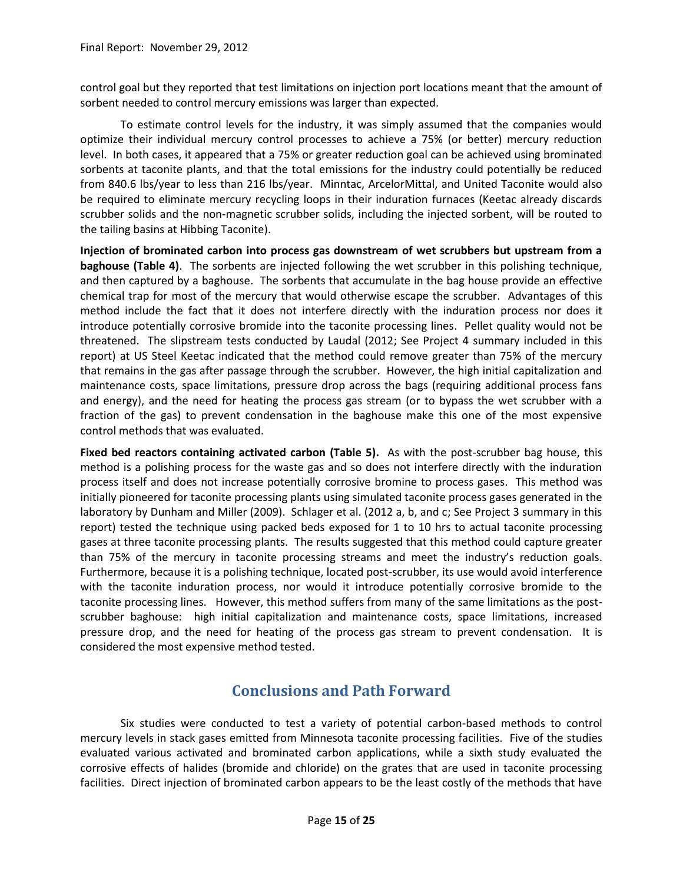control goal but they reported that test limitations on injection port locations meant that the amount of sorbent needed to control mercury emissions was larger than expected.

To estimate control levels for the industry, it was simply assumed that the companies would optimize their individual mercury control processes to achieve a 75% (or better) mercury reduction level. In both cases, it appeared that a 75% or greater reduction goal can be achieved using brominated sorbents at taconite plants, and that the total emissions for the industry could potentially be reduced from 840.6 lbs/year to less than 216 lbs/year. Minntac, ArcelorMittal, and United Taconite would also be required to eliminate mercury recycling loops in their induration furnaces (Keetac already discards scrubber solids and the non-magnetic scrubber solids, including the injected sorbent, will be routed to the tailing basins at Hibbing Taconite).

**Injection of brominated carbon into process gas downstream of wet scrubbers but upstream from a baghouse (Table 4)**. The sorbents are injected following the wet scrubber in this polishing technique, and then captured by a baghouse. The sorbents that accumulate in the bag house provide an effective chemical trap for most of the mercury that would otherwise escape the scrubber. Advantages of this method include the fact that it does not interfere directly with the induration process nor does it introduce potentially corrosive bromide into the taconite processing lines. Pellet quality would not be threatened. The slipstream tests conducted by Laudal (2012; See Project 4 summary included in this report) at US Steel Keetac indicated that the method could remove greater than 75% of the mercury that remains in the gas after passage through the scrubber. However, the high initial capitalization and maintenance costs, space limitations, pressure drop across the bags (requiring additional process fans and energy), and the need for heating the process gas stream (or to bypass the wet scrubber with a fraction of the gas) to prevent condensation in the baghouse make this one of the most expensive control methods that was evaluated.

**Fixed bed reactors containing activated carbon (Table 5).** As with the post-scrubber bag house, this method is a polishing process for the waste gas and so does not interfere directly with the induration process itself and does not increase potentially corrosive bromine to process gases. This method was initially pioneered for taconite processing plants using simulated taconite process gases generated in the laboratory by Dunham and Miller (2009). Schlager et al. (2012 a, b, and c; See Project 3 summary in this report) tested the technique using packed beds exposed for 1 to 10 hrs to actual taconite processing gases at three taconite processing plants. The results suggested that this method could capture greater than 75% of the mercury in taconite processing streams and meet the industry's reduction goals. Furthermore, because it is a polishing technique, located post-scrubber, its use would avoid interference with the taconite induration process, nor would it introduce potentially corrosive bromide to the taconite processing lines. However, this method suffers from many of the same limitations as the post-scrubber baghouse: high initial capitalization and maintenance costs, space limitations, increased pressure drop, and the need for heating of the process gas stream to prevent condensation. It is considered the most expensive method tested.

## Conclusions and Path Forward

Six studies were conducted to test a variety of potential carbon-based methods to control mercury levels in stack gases emitted from Minnesota taconite processing facilities. Five of the studies evaluated various activated and brominated carbon applications, while a sixth study evaluated the corrosive effects of halides (bromide and chloride) on the grates that are used in taconite processing facilities. Direct injection of brominated carbon appears to be the least costly of the methods that have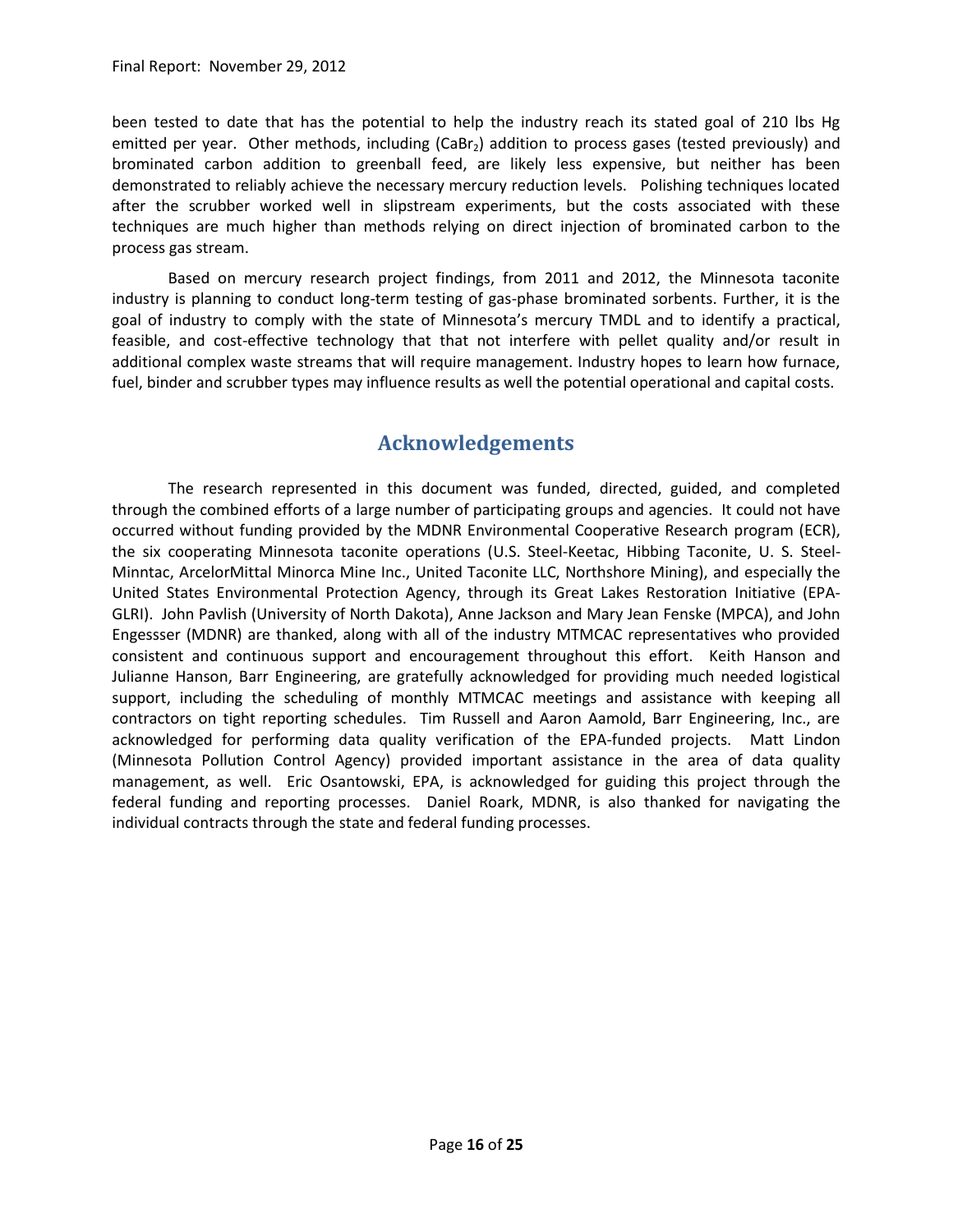been tested to date that has the potential to help the industry reach its stated goal of 210 lbs Hg emitted per year. Other methods, including ($CaBr_2$) addition to process gases (tested previously) and brominated carbon addition to greenball feed, are likely less expensive, but neither has been demonstrated to reliably achieve the necessary mercury reduction levels. Polishing techniques located after the scrubber worked well in slipstream experiments, but the costs associated with these techniques are much higher than methods relying on direct injection of brominated carbon to the process gas stream.

Based on mercury research project findings, from 2011 and 2012, the Minnesota taconite industry is planning to conduct long-term testing of gas-phase brominated sorbents. Further, it is the goal of industry to comply with the state of Minnesota's mercury TMDL and to identify a practical, feasible, and cost-effective technology that that not interfere with pellet quality and/or result in additional complex waste streams that will require management. Industry hopes to learn how furnace, fuel, binder and scrubber types may influence results as well the potential operational and capital costs.

# Acknowledgements

The research represented in this document was funded, directed, guided, and completed through the combined efforts of a large number of participating groups and agencies. It could not have occurred without funding provided by the MDNR Environmental Cooperative Research program (ECR), the six cooperating Minnesota taconite operations (U.S. Steel-Keetac, Hibbing Taconite, U. S. Steel-Minntac, ArcelorMittal Minorca Mine Inc., United Taconite LLC, Northshore Mining), and especially the United States Environmental Protection Agency, through its Great Lakes Restoration Initiative (EPA-GLRI). John Pavlish (University of North Dakota), Anne Jackson and Mary Jean Fenske (MPCA), and John Engessser (MDNR) are thanked, along with all of the industry MTMCAC representatives who provided consistent and continuous support and encouragement throughout this effort. Keith Hanson and Julianne Hanson, Barr Engineering, are gratefully acknowledged for providing much needed logistical support, including the scheduling of monthly MTMCAC meetings and assistance with keeping all contractors on tight reporting schedules. Tim Russell and Aaron Aamold, Barr Engineering, Inc., are acknowledged for performing data quality verification of the EPA-funded projects. Matt Lindon (Minnesota Pollution Control Agency) provided important assistance in the area of data quality management, as well. Eric Osantowski, EPA, is acknowledged for guiding this project through the federal funding and reporting processes. Daniel Roark, MDNR, is also thanked for navigating the individual contracts through the state and federal funding processes.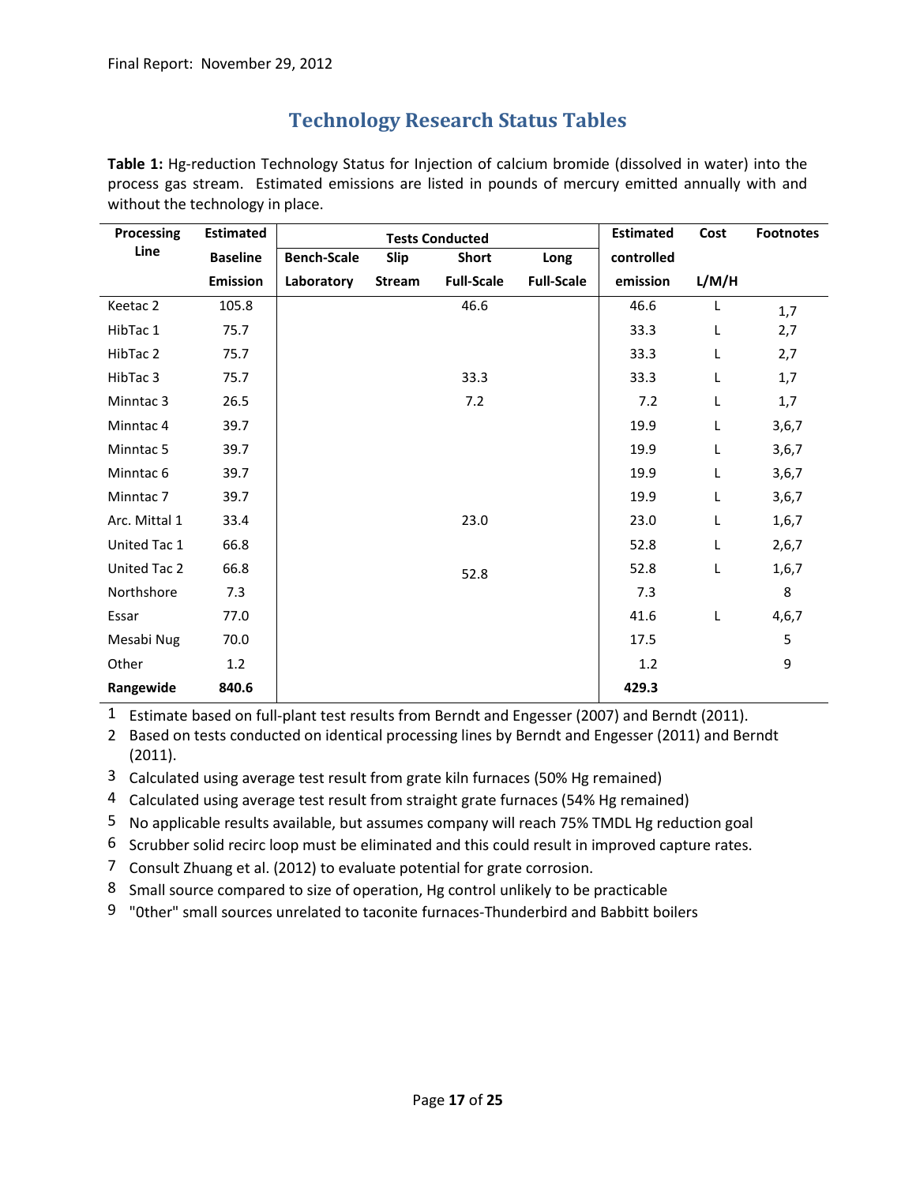## Technology Research Status Tables

**Table 1:** Hg-reduction Technology Status for Injection of calcium bromide (dissolved in water) into the process gas stream. Estimated emissions are listed in pounds of mercury emitted annually with and without the technology in place.

| Processing Line | Estimated Baseline Emission | Tests Conducted | | | | Estimated controlled emission | Cost L/M/H | Footnotes |
|---|---|---|---|---|---|---|---|---|
| | | Bench-Scale Laboratory | Slip Stream | Short Full-Scale | Long Full-Scale | | | |
| Keetac 2 | 105.8 | | | 46.6 | | 46.6 | L | 1,7 |
| HibTac 1 | 75.7 | | | | | 33.3 | L | 2,7 |
| HibTac 2 | 75.7 | | | | | 33.3 | L | 2,7 |
| HibTac 3 | 75.7 | | | 33.3 | | 33.3 | L | 1,7 |
| Minntac 3 | 26.5 | | | 7.2 | | 7.2 | L | 1,7 |
| Minntac 4 | 39.7 | | | | | 19.9 | L | 3,6,7 |
| Minntac 5 | 39.7 | | | | | 19.9 | L | 3,6,7 |
| Minntac 6 | 39.7 | | | | | 19.9 | L | 3,6,7 |
| Minntac 7 | 39.7 | | | | | 19.9 | L | 3,6,7 |
| Arc. Mittal 1 | 33.4 | | | 23.0 | | 23.0 | L | 1,6,7 |
| United Tac 1 | 66.8 | | | | | 52.8 | L | 2,6,7 |
| United Tac 2 | 66.8 | | | 52.8 | | 52.8 | L | 1,6,7 |
| Northshore | 7.3 | | | | | 7.3 | | 8 |
| Essar | 77.0 | | | | | 41.6 | L | 4,6,7 |
| Mesabi Nug | 70.0 | | | | | 17.5 | | 5 |
| Other | 1.2 | | | | | 1.2 | | 9 |
| **Rangewide** | **840.6** | | | | | **429.3** | | |

1 Estimate based on full-plant test results from Berndt and Engesser (2007) and Berndt (2011).

2 Based on tests conducted on identical processing lines by Berndt and Engesser (2011) and Berndt (2011).

3 Calculated using average test result from grate kiln furnaces (50% Hg remained)

4 Calculated using average test result from straight grate furnaces (54% Hg remained)

5 No applicable results available, but assumes company will reach 75% TMDL Hg reduction goal

6 Scrubber solid recirc loop must be eliminated and this could result in improved capture rates.

7 Consult Zhuang et al. (2012) to evaluate potential for grate corrosion.

8 Small source compared to size of operation, Hg control unlikely to be practicable

9 "0ther" small sources unrelated to taconite furnaces-Thunderbird and Babbitt boilers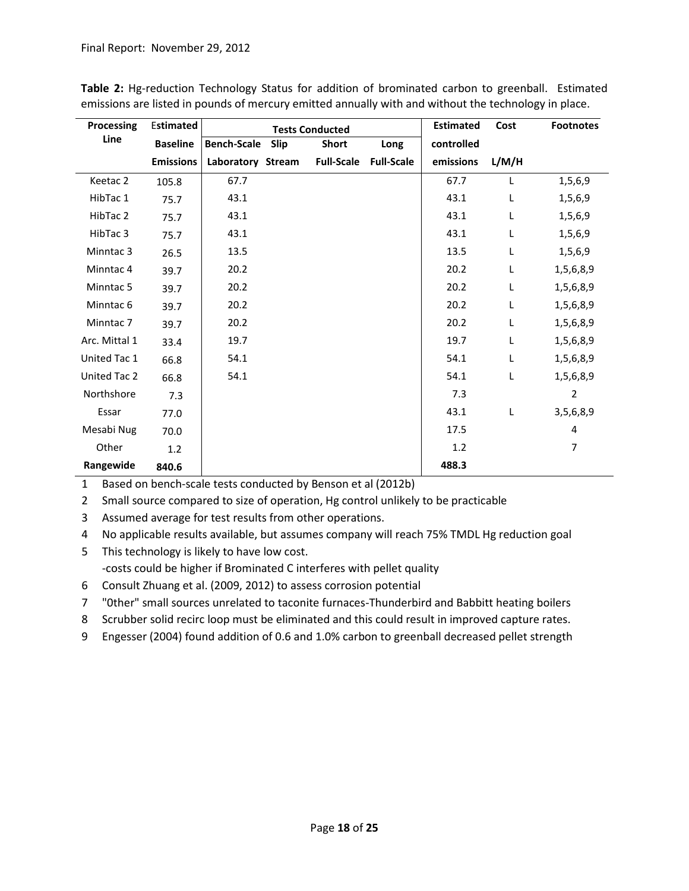**Table 2:** Hg-reduction Technology Status for addition of brominated carbon to greenball. Estimated emissions are listed in pounds of mercury emitted annually with and without the technology in place.

| Processing Line | Estimated Baseline Emissions | Tests Conducted | | | | Estimated controlled emissions | Cost | Footnotes |
|---|---|---|---|---|---|---|---|---|
| | | Bench-Scale Laboratory | Slip Stream | Short Full-Scale | Long Full-Scale | | L/M/H | |
| Keetac 2 | 105.8 | 67.7 | | | | 67.7 | L | 1,5,6,9 |
| HibTac 1 | 75.7 | 43.1 | | | | 43.1 | L | 1,5,6,9 |
| HibTac 2 | 75.7 | 43.1 | | | | 43.1 | L | 1,5,6,9 |
| HibTac 3 | 75.7 | 43.1 | | | | 43.1 | L | 1,5,6,9 |
| Minntac 3 | 26.5 | 13.5 | | | | 13.5 | L | 1,5,6,9 |
| Minntac 4 | 39.7 | 20.2 | | | | 20.2 | L | 1,5,6,8,9 |
| Minntac 5 | 39.7 | 20.2 | | | | 20.2 | L | 1,5,6,8,9 |
| Minntac 6 | 39.7 | 20.2 | | | | 20.2 | L | 1,5,6,8,9 |
| Minntac 7 | 39.7 | 20.2 | | | | 20.2 | L | 1,5,6,8,9 |
| Arc. Mittal 1 | 33.4 | 19.7 | | | | 19.7 | L | 1,5,6,8,9 |
| United Tac 1 | 66.8 | 54.1 | | | | 54.1 | L | 1,5,6,8,9 |
| United Tac 2 | 66.8 | 54.1 | | | | 54.1 | L | 1,5,6,8,9 |
| Northshore | 7.3 | | | | | 7.3 | | 2 |
| Essar | 77.0 | | | | | 43.1 | L | 3,5,6,8,9 |
| Mesabi Nug | 70.0 | | | | | 17.5 | | 4 |
| Other | 1.2 | | | | | 1.2 | | 7 |
| **Rangewide** | **840.6** | | | | | **488.3** | | |

1 Based on bench-scale tests conducted by Benson et al (2012b)

2 Small source compared to size of operation, Hg control unlikely to be practicable

3 Assumed average for test results from other operations.

4 No applicable results available, but assumes company will reach 75% TMDL Hg reduction goal

5 This technology is likely to have low cost.
-costs could be higher if Brominated C interferes with pellet quality

6 Consult Zhuang et al. (2009, 2012) to assess corrosion potential

7 "0ther" small sources unrelated to taconite furnaces-Thunderbird and Babbitt heating boilers

8 Scrubber solid recirc loop must be eliminated and this could result in improved capture rates.

9 Engesser (2004) found addition of 0.6 and 1.0% carbon to greenball decreased pellet strength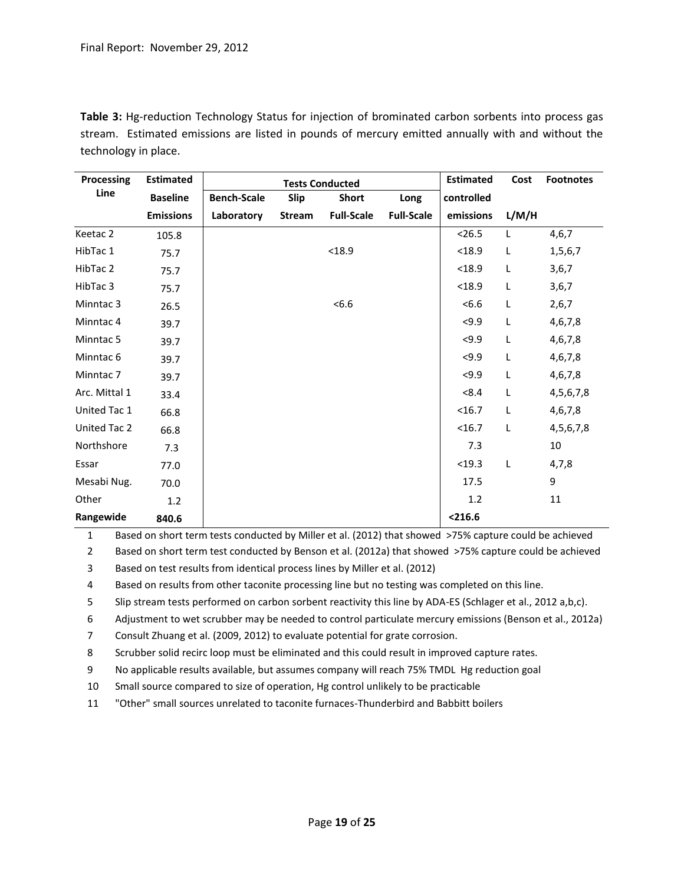**Table 3:** Hg-reduction Technology Status for injection of brominated carbon sorbents into process gas stream. Estimated emissions are listed in pounds of mercury emitted annually with and without the technology in place.

| Processing Line | Estimated Baseline Emissions | Tests Conducted | | | | Estimated controlled emissions | Cost L/M/H | Footnotes |
|---|---|---|---|---|---|---|---|---|
| | | Bench-Scale Laboratory | Slip Stream | Short Full-Scale | Long Full-Scale | | | |
| Keetac 2 | 105.8 | | | | | <26.5 | L | 4,6,7 |
| HibTac 1 | 75.7 | | | <18.9 | | <18.9 | L | 1,5,6,7 |
| HibTac 2 | 75.7 | | | | | <18.9 | L | 3,6,7 |
| HibTac 3 | 75.7 | | | | | <18.9 | L | 3,6,7 |
| Minntac 3 | 26.5 | | | <6.6 | | <6.6 | L | 2,6,7 |
| Minntac 4 | 39.7 | | | | | <9.9 | L | 4,6,7,8 |
| Minntac 5 | 39.7 | | | | | <9.9 | L | 4,6,7,8 |
| Minntac 6 | 39.7 | | | | | <9.9 | L | 4,6,7,8 |
| Minntac 7 | 39.7 | | | | | <9.9 | L | 4,6,7,8 |
| Arc. Mittal 1 | 33.4 | | | | | <8.4 | L | 4,5,6,7,8 |
| United Tac 1 | 66.8 | | | | | <16.7 | L | 4,6,7,8 |
| United Tac 2 | 66.8 | | | | | <16.7 | L | 4,5,6,7,8 |
| Northshore | 7.3 | | | | | 7.3 | | 10 |
| Essar | 77.0 | | | | | <19.3 | L | 4,7,8 |
| Mesabi Nug. | 70.0 | | | | | 17.5 | | 9 |
| Other | 1.2 | | | | | 1.2 | | 11 |
| **Rangewide** | **840.6** | | | | | **<216.6** | | |

1. Based on short term tests conducted by Miller et al. (2012) that showed >75% capture could be achieved
2. Based on short term test conducted by Benson et al. (2012a) that showed >75% capture could be achieved
3. Based on test results from identical process lines by Miller et al. (2012)
4. Based on results from other taconite processing line but no testing was completed on this line.
5. Slip stream tests performed on carbon sorbent reactivity this line by ADA-ES (Schlager et al., 2012 a,b,c).
6. Adjustment to wet scrubber may be needed to control particulate mercury emissions (Benson et al., 2012a)
7. Consult Zhuang et al. (2009, 2012) to evaluate potential for grate corrosion.
8. Scrubber solid recirc loop must be eliminated and this could result in improved capture rates.
9. No applicable results available, but assumes company will reach 75% TMDL Hg reduction goal
10. Small source compared to size of operation, Hg control unlikely to be practicable
11. "Other" small sources unrelated to taconite furnaces-Thunderbird and Babbitt boilers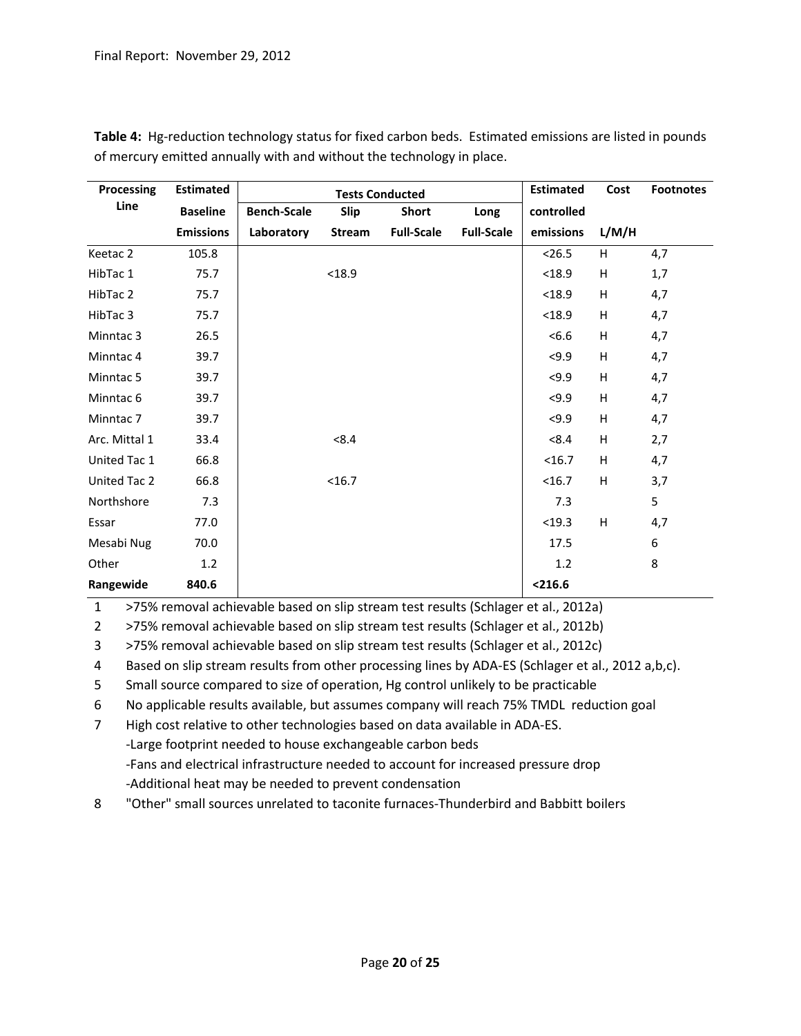**Table 4:** Hg-reduction technology status for fixed carbon beds. Estimated emissions are listed in pounds of mercury emitted annually with and without the technology in place.

| Processing Line | Estimated Baseline Emissions | Tests Conducted | | | | Estimated controlled emissions | Cost | Footnotes |
|---|---|---|---|---|---|---|---|---|
| | | Bench-Scale Laboratory | Slip Stream | Short Full-Scale | Long Full-Scale | | L/M/H | |
| Keetac 2 | 105.8 | | | | | <26.5 | H | 4,7 |
| HibTac 1 | 75.7 | | <18.9 | | | <18.9 | H | 1,7 |
| HibTac 2 | 75.7 | | | | | <18.9 | H | 4,7 |
| HibTac 3 | 75.7 | | | | | <18.9 | H | 4,7 |
| Minntac 3 | 26.5 | | | | | <6.6 | H | 4,7 |
| Minntac 4 | 39.7 | | | | | <9.9 | H | 4,7 |
| Minntac 5 | 39.7 | | | | | <9.9 | H | 4,7 |
| Minntac 6 | 39.7 | | | | | <9.9 | H | 4,7 |
| Minntac 7 | 39.7 | | | | | <9.9 | H | 4,7 |
| Arc. Mittal 1 | 33.4 | | <8.4 | | | <8.4 | H | 2,7 |
| United Tac 1 | 66.8 | | | | | <16.7 | H | 4,7 |
| United Tac 2 | 66.8 | | <16.7 | | | <16.7 | H | 3,7 |
| Northshore | 7.3 | | | | | 7.3 | | 5 |
| Essar | 77.0 | | | | | <19.3 | H | 4,7 |
| Mesabi Nug | 70.0 | | | | | 17.5 | | 6 |
| Other | 1.2 | | | | | 1.2 | | 8 |
| **Rangewide** | **840.6** | | | | | **<216.6** | | |

1. >75% removal achievable based on slip stream test results (Schlager et al., 2012a)
2. >75% removal achievable based on slip stream test results (Schlager et al., 2012b)
3. >75% removal achievable based on slip stream test results (Schlager et al., 2012c)
4. Based on slip stream results from other processing lines by ADA-ES (Schlager et al., 2012 a,b,c).
5. Small source compared to size of operation, Hg control unlikely to be practicable
6. No applicable results available, but assumes company will reach 75% TMDL reduction goal
7. High cost relative to other technologies based on data available in ADA-ES.
   - Large footprint needed to house exchangeable carbon beds
   - Fans and electrical infrastructure needed to account for increased pressure drop
   - Additional heat may be needed to prevent condensation
8. "Other" small sources unrelated to taconite furnaces-Thunderbird and Babbitt boilers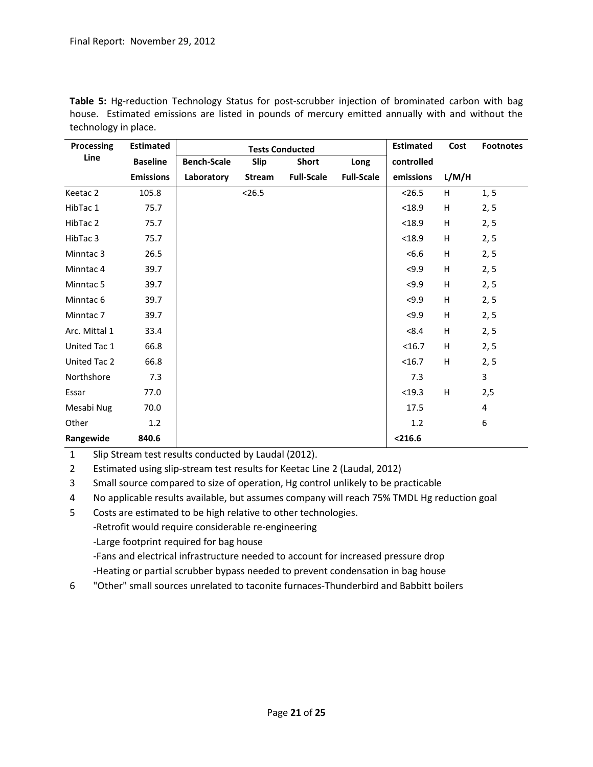**Table 5:** Hg-reduction Technology Status for post-scrubber injection of brominated carbon with bag house. Estimated emissions are listed in pounds of mercury emitted annually with and without the technology in place.

| Processing Line | Estimated Baseline Emissions | Tests Conducted | | | | Estimated controlled emissions | Cost L/M/H | Footnotes |
|---|---|---|---|---|---|---|---|---|
| | | Bench-Scale Laboratory | Slip Stream | Short Full-Scale | Long Full-Scale | | | |
| Keetac 2 | 105.8 | | <26.5 | | | <26.5 | H | 1, 5 |
| HibTac 1 | 75.7 | | | | | <18.9 | H | 2, 5 |
| HibTac 2 | 75.7 | | | | | <18.9 | H | 2, 5 |
| HibTac 3 | 75.7 | | | | | <18.9 | H | 2, 5 |
| Minntac 3 | 26.5 | | | | | <6.6 | H | 2, 5 |
| Minntac 4 | 39.7 | | | | | <9.9 | H | 2, 5 |
| Minntac 5 | 39.7 | | | | | <9.9 | H | 2, 5 |
| Minntac 6 | 39.7 | | | | | <9.9 | H | 2, 5 |
| Minntac 7 | 39.7 | | | | | <9.9 | H | 2, 5 |
| Arc. Mittal 1 | 33.4 | | | | | <8.4 | H | 2, 5 |
| United Tac 1 | 66.8 | | | | | <16.7 | H | 2, 5 |
| United Tac 2 | 66.8 | | | | | <16.7 | H | 2, 5 |
| Northshore | 7.3 | | | | | 7.3 | | 3 |
| Essar | 77.0 | | | | | <19.3 | H | 2,5 |
| Mesabi Nug | 70.0 | | | | | 17.5 | | 4 |
| Other | 1.2 | | | | | 1.2 | | 6 |
| **Rangewide** | **840.6** | | | | | **<216.6** | | |

1 Slip Stream test results conducted by Laudal (2012).

2 Estimated using slip-stream test results for Keetac Line 2 (Laudal, 2012)

3 Small source compared to size of operation, Hg control unlikely to be practicable

4 No applicable results available, but assumes company will reach 75% TMDL Hg reduction goal

5 Costs are estimated to be high relative to other technologies.
- Retrofit would require considerable re-engineering
- Large footprint required for bag house
- Fans and electrical infrastructure needed to account for increased pressure drop
- Heating or partial scrubber bypass needed to prevent condensation in bag house

6 "Other" small sources unrelated to taconite furnaces-Thunderbird and Babbitt boilers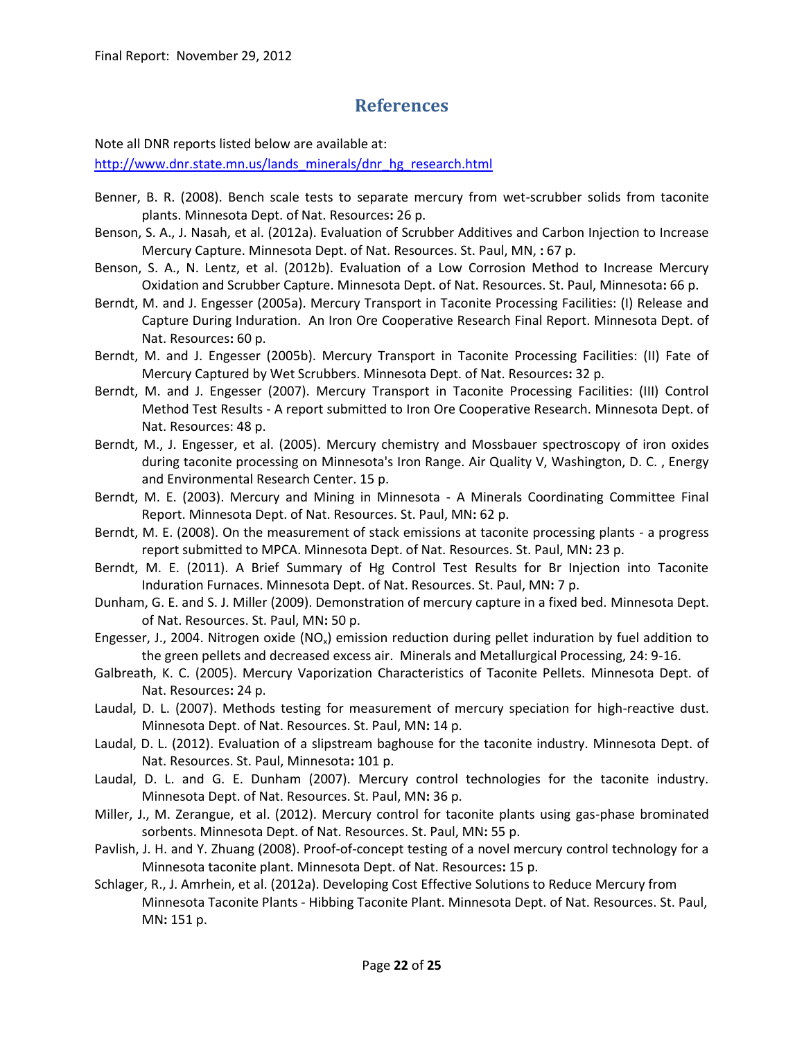# References

Note all DNR reports listed below are available at:
http://www.dnr.state.mn.us/lands_minerals/dnr_hg_research.html

Benner, B. R. (2008). Bench scale tests to separate mercury from wet-scrubber solids from taconite plants. Minnesota Dept. of Nat. Resources**:** 26 p.

Benson, S. A., J. Nasah, et al. (2012a). Evaluation of Scrubber Additives and Carbon Injection to Increase Mercury Capture. Minnesota Dept. of Nat. Resources. St. Paul, MN, **:** 67 p.

Benson, S. A., N. Lentz, et al. (2012b). Evaluation of a Low Corrosion Method to Increase Mercury Oxidation and Scrubber Capture. Minnesota Dept. of Nat. Resources. St. Paul, Minnesota**:** 66 p.

Berndt, M. and J. Engesser (2005a). Mercury Transport in Taconite Processing Facilities: (I) Release and Capture During Induration. An Iron Ore Cooperative Research Final Report. Minnesota Dept. of Nat. Resources**:** 60 p.

Berndt, M. and J. Engesser (2005b). Mercury Transport in Taconite Processing Facilities: (II) Fate of Mercury Captured by Wet Scrubbers. Minnesota Dept. of Nat. Resources**:** 32 p.

Berndt, M. and J. Engesser (2007). Mercury Transport in Taconite Processing Facilities: (III) Control Method Test Results - A report submitted to Iron Ore Cooperative Research. Minnesota Dept. of Nat. Resources: 48 p.

Berndt, M., J. Engesser, et al. (2005). Mercury chemistry and Mossbauer spectroscopy of iron oxides during taconite processing on Minnesota's Iron Range. Air Quality V, Washington, D. C. , Energy and Environmental Research Center. 15 p.

Berndt, M. E. (2003). Mercury and Mining in Minnesota - A Minerals Coordinating Committee Final Report. Minnesota Dept. of Nat. Resources. St. Paul, MN**:** 62 p.

Berndt, M. E. (2008). On the measurement of stack emissions at taconite processing plants - a progress report submitted to MPCA. Minnesota Dept. of Nat. Resources. St. Paul, MN**:** 23 p.

Berndt, M. E. (2011). A Brief Summary of Hg Control Test Results for Br Injection into Taconite Induration Furnaces. Minnesota Dept. of Nat. Resources. St. Paul, MN**:** 7 p.

Dunham, G. E. and S. J. Miller (2009). Demonstration of mercury capture in a fixed bed. Minnesota Dept. of Nat. Resources. St. Paul, MN**:** 50 p.

Engesser, J., 2004. Nitrogen oxide ($NO_x$) emission reduction during pellet induration by fuel addition to the green pellets and decreased excess air. Minerals and Metallurgical Processing, 24: 9-16.

Galbreath, K. C. (2005). Mercury Vaporization Characteristics of Taconite Pellets. Minnesota Dept. of Nat. Resources**:** 24 p.

Laudal, D. L. (2007). Methods testing for measurement of mercury speciation for high-reactive dust. Minnesota Dept. of Nat. Resources. St. Paul, MN**:** 14 p.

Laudal, D. L. (2012). Evaluation of a slipstream baghouse for the taconite industry. Minnesota Dept. of Nat. Resources. St. Paul, Minnesota**:** 101 p.

Laudal, D. L. and G. E. Dunham (2007). Mercury control technologies for the taconite industry. Minnesota Dept. of Nat. Resources. St. Paul, MN**:** 36 p.

Miller, J., M. Zerangue, et al. (2012). Mercury control for taconite plants using gas-phase brominated sorbents. Minnesota Dept. of Nat. Resources. St. Paul, MN**:** 55 p.

Pavlish, J. H. and Y. Zhuang (2008). Proof-of-concept testing of a novel mercury control technology for a Minnesota taconite plant. Minnesota Dept. of Nat. Resources**:** 15 p.

Schlager, R., J. Amrhein, et al. (2012a). Developing Cost Effective Solutions to Reduce Mercury from Minnesota Taconite Plants - Hibbing Taconite Plant. Minnesota Dept. of Nat. Resources. St. Paul, MN**:** 151 p.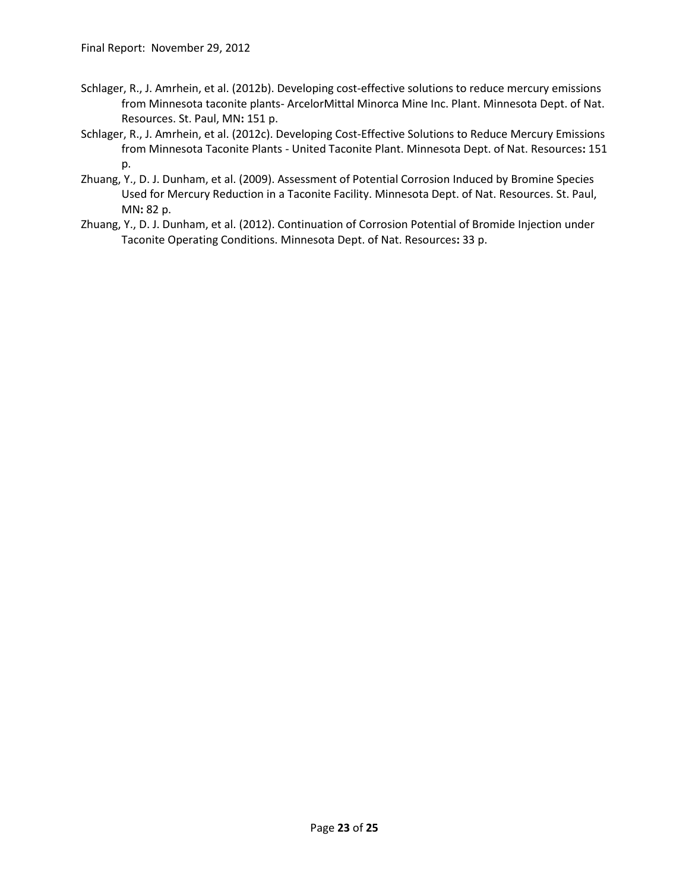Schlager, R., J. Amrhein, et al. (2012b). Developing cost-effective solutions to reduce mercury emissions from Minnesota taconite plants- ArcelorMittal Minorca Mine Inc. Plant. Minnesota Dept. of Nat. Resources. St. Paul, MN**:** 151 p.

Schlager, R., J. Amrhein, et al. (2012c). Developing Cost-Effective Solutions to Reduce Mercury Emissions from Minnesota Taconite Plants - United Taconite Plant. Minnesota Dept. of Nat. Resources**:** 151 p.

Zhuang, Y., D. J. Dunham, et al. (2009). Assessment of Potential Corrosion Induced by Bromine Species Used for Mercury Reduction in a Taconite Facility. Minnesota Dept. of Nat. Resources. St. Paul, MN**:** 82 p.

Zhuang, Y., D. J. Dunham, et al. (2012). Continuation of Corrosion Potential of Bromide Injection under Taconite Operating Conditions. Minnesota Dept. of Nat. Resources**:** 33 p.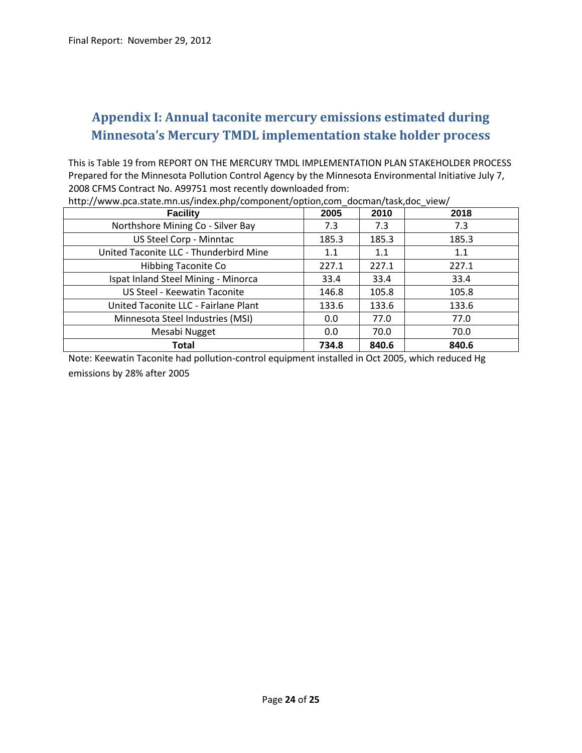# Appendix I: Annual taconite mercury emissions estimated during Minnesota's Mercury TMDL implementation stake holder process

This is Table 19 from REPORT ON THE MERCURY TMDL IMPLEMENTATION PLAN STAKEHOLDER PROCESS Prepared for the Minnesota Pollution Control Agency by the Minnesota Environmental Initiative July 7, 2008 CFMS Contract No. A99751 most recently downloaded from: http://www.pca.state.mn.us/index.php/component/option,com_docman/task,doc_view/

| Facility | 2005 | 2010 | 2018 |
|---|---|---|---|
| Northshore Mining Co - Silver Bay | 7.3 | 7.3 | 7.3 |
| US Steel Corp - Minntac | 185.3 | 185.3 | 185.3 |
| United Taconite LLC - Thunderbird Mine | 1.1 | 1.1 | 1.1 |
| Hibbing Taconite Co | 227.1 | 227.1 | 227.1 |
| Ispat Inland Steel Mining - Minorca | 33.4 | 33.4 | 33.4 |
| US Steel - Keewatin Taconite | 146.8 | 105.8 | 105.8 |
| United Taconite LLC - Fairlane Plant | 133.6 | 133.6 | 133.6 |
| Minnesota Steel Industries (MSI) | 0.0 | 77.0 | 77.0 |
| Mesabi Nugget | 0.0 | 70.0 | 70.0 |
| **Total** | **734.8** | **840.6** | **840.6** |

Note: Keewatin Taconite had pollution-control equipment installed in Oct 2005, which reduced Hg emissions by 28% after 2005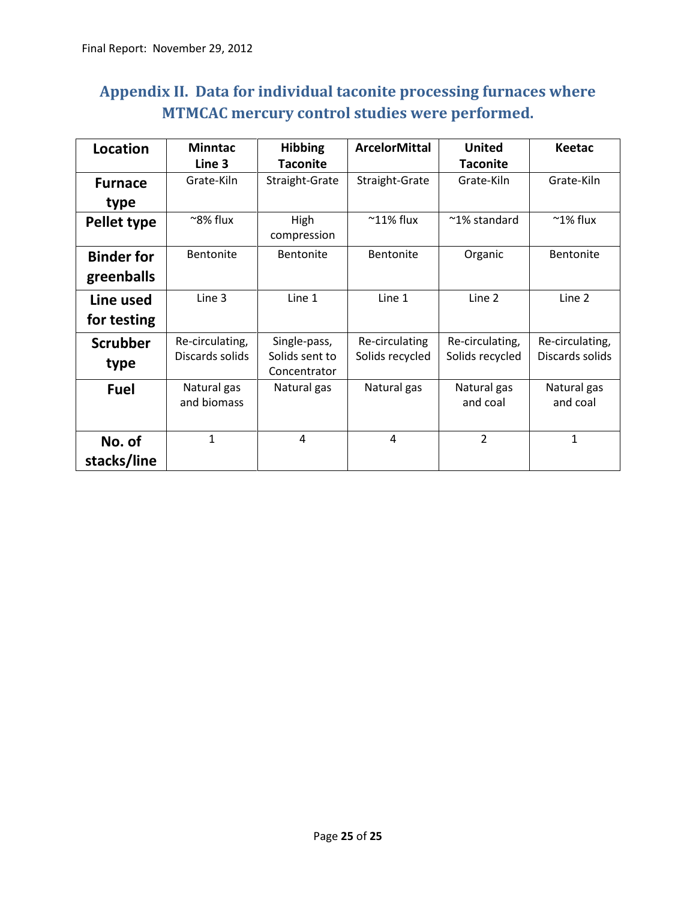## Appendix II. Data for individual taconite processing furnaces where MTMCAC mercury control studies were performed.

| Location | Minntac Line 3 | Hibbing Taconite | ArcelorMittal | United Taconite | Keetac |
|---|---|---|---|---|---|
| Furnace type | Grate-Kiln | Straight-Grate | Straight-Grate | Grate-Kiln | Grate-Kiln |
| Pellet type | ~8% flux | High compression | ~11% flux | ~1% standard | ~1% flux |
| Binder for greenballs | Bentonite | Bentonite | Bentonite | Organic | Bentonite |
| Line used for testing | Line 3 | Line 1 | Line 1 | Line 2 | Line 2 |
| Scrubber type | Re-circulating, Discards solids | Single-pass, Solids sent to Concentrator | Re-circulating Solids recycled | Re-circulating, Solids recycled | Re-circulating, Discards solids |
| Fuel | Natural gas and biomass | Natural gas | Natural gas | Natural gas and coal | Natural gas and coal |
| No. of stacks/line | 1 | 4 | 4 | 2 | 1 |